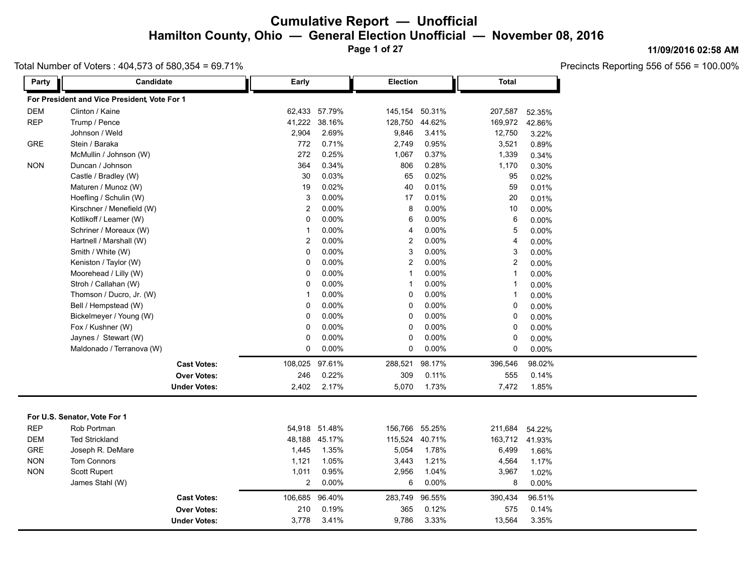# Cumulative Report — Unofficial

## Hamilton County, Ohio — General Election Unofficial — November 08, 2016

11/09/2016 02:58 AM

Total Number of Voters : 404,573 of 580,354 = 69.71%

Precincts Reporting 556 of 556 = 100.00%

| Party | Candidate | Early | | Election | | Total | |
|---|---|---|---|---|---|---|---|
| **For President and Vice President, Vote For 1** | | | | | | | |
| DEM | Clinton / Kaine | 62,433 | 57.79% | 145,154 | 50.31% | 207,587 | 52.35% |
| REP | Trump / Pence | 41,222 | 38.16% | 128,750 | 44.62% | 169,972 | 42.86% |
| | Johnson / Weld | 2,904 | 2.69% | 9,846 | 3.41% | 12,750 | 3.22% |
| GRE | Stein / Baraka | 772 | 0.71% | 2,749 | 0.95% | 3,521 | 0.89% |
| | McMullin / Johnson (W) | 272 | 0.25% | 1,067 | 0.37% | 1,339 | 0.34% |
| NON | Duncan / Johnson | 364 | 0.34% | 806 | 0.28% | 1,170 | 0.30% |
| | Castle / Bradley (W) | 30 | 0.03% | 65 | 0.02% | 95 | 0.02% |
| | Maturen / Munoz (W) | 19 | 0.02% | 40 | 0.01% | 59 | 0.01% |
| | Hoefling / Schulin (W) | 3 | 0.00% | 17 | 0.01% | 20 | 0.01% |
| | Kirschner / Menefield (W) | 2 | 0.00% | 8 | 0.00% | 10 | 0.00% |
| | Kotlikoff / Leamer (W) | 0 | 0.00% | 6 | 0.00% | 6 | 0.00% |
| | Schriner / Moreaux (W) | 1 | 0.00% | 4 | 0.00% | 5 | 0.00% |
| | Hartnell / Marshall (W) | 2 | 0.00% | 2 | 0.00% | 4 | 0.00% |
| | Smith / White (W) | 0 | 0.00% | 3 | 0.00% | 3 | 0.00% |
| | Keniston / Taylor (W) | 0 | 0.00% | 2 | 0.00% | 2 | 0.00% |
| | Moorehead / Lilly (W) | 0 | 0.00% | 1 | 0.00% | 1 | 0.00% |
| | Stroh / Callahan (W) | 0 | 0.00% | 1 | 0.00% | 1 | 0.00% |
| | Thomson / Ducro, Jr. (W) | 1 | 0.00% | 0 | 0.00% | 1 | 0.00% |
| | Bell / Hempstead (W) | 0 | 0.00% | 0 | 0.00% | 0 | 0.00% |
| | Bickelmeyer / Young (W) | 0 | 0.00% | 0 | 0.00% | 0 | 0.00% |
| | Fox / Kushner (W) | 0 | 0.00% | 0 | 0.00% | 0 | 0.00% |
| | Jaynes / Stewart (W) | 0 | 0.00% | 0 | 0.00% | 0 | 0.00% |
| | Maldonado / Terranova (W) | 0 | 0.00% | 0 | 0.00% | 0 | 0.00% |
| | **Cast Votes:** | 108,025 | 97.61% | 288,521 | 98.17% | 396,546 | 98.02% |
| | **Over Votes:** | 246 | 0.22% | 309 | 0.11% | 555 | 0.14% |
| | **Under Votes:** | 2,402 | 2.17% | 5,070 | 1.73% | 7,472 | 1.85% |

| Party | Candidate | Early | | Election | | Total | |
|---|---|---|---|---|---|---|---|
| **For U.S. Senator, Vote For 1** | | | | | | | |
| REP | Rob Portman | 54,918 | 51.48% | 156,766 | 55.25% | 211,684 | 54.22% |
| DEM | Ted Strickland | 48,188 | 45.17% | 115,524 | 40.71% | 163,712 | 41.93% |
| GRE | Joseph R. DeMare | 1,445 | 1.35% | 5,054 | 1.78% | 6,499 | 1.66% |
| NON | Tom Connors | 1,121 | 1.05% | 3,443 | 1.21% | 4,564 | 1.17% |
| NON | Scott Rupert | 1,011 | 0.95% | 2,956 | 1.04% | 3,967 | 1.02% |
| | James Stahl (W) | 2 | 0.00% | 6 | 0.00% | 8 | 0.00% |
| | **Cast Votes:** | 106,685 | 96.40% | 283,749 | 96.55% | 390,434 | 96.51% |
| | **Over Votes:** | 210 | 0.19% | 365 | 0.12% | 575 | 0.14% |
| | **Under Votes:** | 3,778 | 3.41% | 9,786 | 3.33% | 13,564 | 3.35% |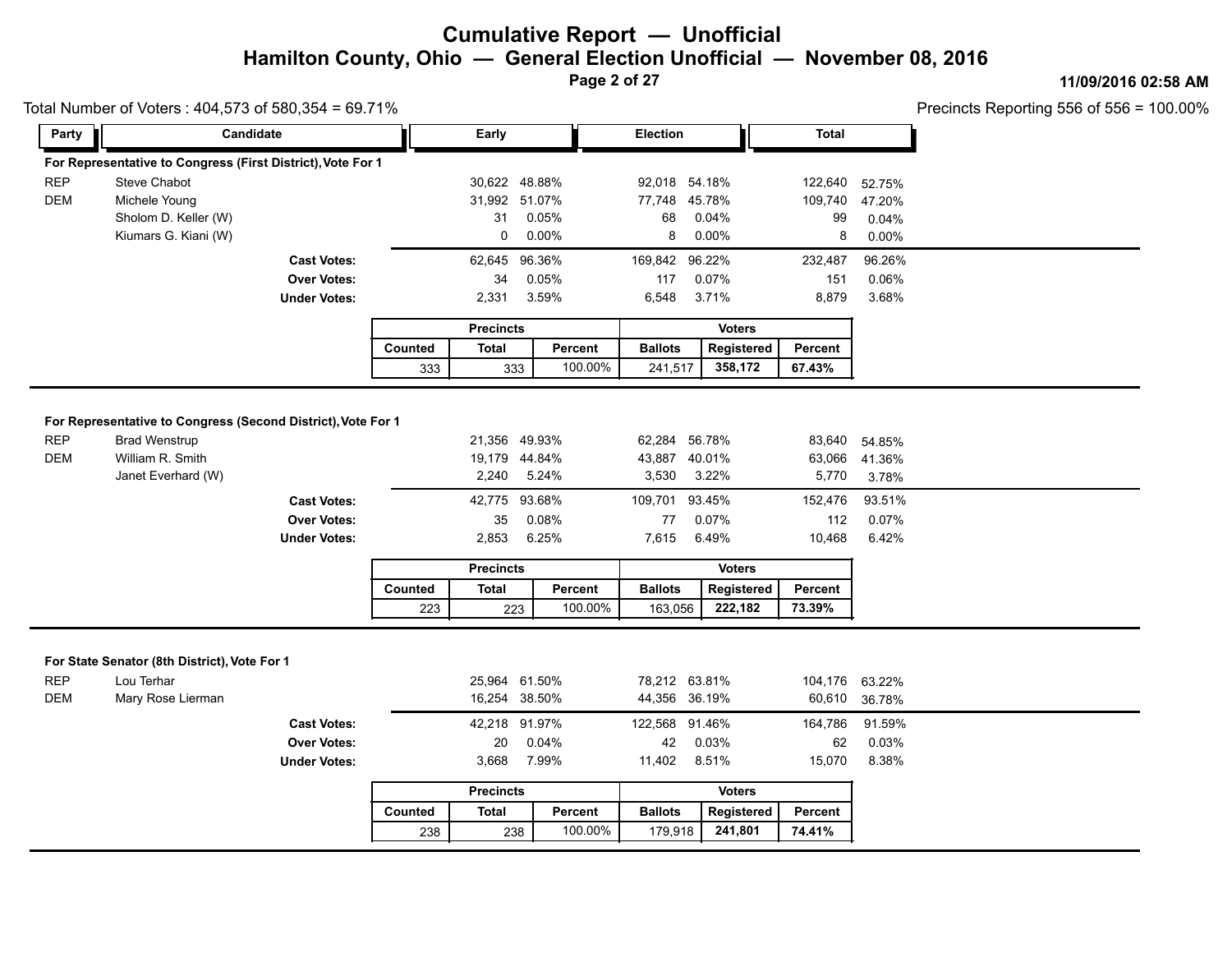# Cumulative Report — Unofficial

## Hamilton County, Ohio — General Election Unofficial — November 08, 2016

**11/09/2016 02:58 AM**

Total Number of Voters : 404,573 of 580,354 = 69.71%

Precincts Reporting 556 of 556 = 100.00%

### For Representative to Congress (First District), Vote For 1

| Party | Candidate | Early | | Election | | Total | |
|---|---|---|---|---|---|---|---|
| REP | Steve Chabot | 30,622 | 48.88% | 92,018 | 54.18% | 122,640 | 52.75% |
| DEM | Michele Young | 31,992 | 51.07% | 77,748 | 45.78% | 109,740 | 47.20% |
| | Sholom D. Keller (W) | 31 | 0.05% | 68 | 0.04% | 99 | 0.04% |
| | Kiumars G. Kiani (W) | 0 | 0.00% | 8 | 0.00% | 8 | 0.00% |
| | **Cast Votes:** | 62,645 | 96.36% | 169,842 | 96.22% | 232,487 | 96.26% |
| | **Over Votes:** | 34 | 0.05% | 117 | 0.07% | 151 | 0.06% |
| | **Under Votes:** | 2,331 | 3.59% | 6,548 | 3.71% | 8,879 | 3.68% |

| Precincts | | | Voters | | |
|---|---|---|---|---|---|
| Counted | Total | Percent | Ballots | Registered | Percent |
| 333 | 333 | 100.00% | 241,517 | **358,172** | **67.43%** |

### For Representative to Congress (Second District), Vote For 1

| Party | Candidate | Early | | Election | | Total | |
|---|---|---|---|---|---|---|---|
| REP | Brad Wenstrup | 21,356 | 49.93% | 62,284 | 56.78% | 83,640 | 54.85% |
| DEM | William R. Smith | 19,179 | 44.84% | 43,887 | 40.01% | 63,066 | 41.36% |
| | Janet Everhard (W) | 2,240 | 5.24% | 3,530 | 3.22% | 5,770 | 3.78% |
| | **Cast Votes:** | 42,775 | 93.68% | 109,701 | 93.45% | 152,476 | 93.51% |
| | **Over Votes:** | 35 | 0.08% | 77 | 0.07% | 112 | 0.07% |
| | **Under Votes:** | 2,853 | 6.25% | 7,615 | 6.49% | 10,468 | 6.42% |

| Precincts | | | Voters | | |
|---|---|---|---|---|---|
| Counted | Total | Percent | Ballots | Registered | Percent |
| 223 | 223 | 100.00% | 163,056 | **222,182** | **73.39%** |

### For State Senator (8th District), Vote For 1

| Party | Candidate | Early | | Election | | Total | |
|---|---|---|---|---|---|---|---|
| REP | Lou Terhar | 25,964 | 61.50% | 78,212 | 63.81% | 104,176 | 63.22% |
| DEM | Mary Rose Lierman | 16,254 | 38.50% | 44,356 | 36.19% | 60,610 | 36.78% |
| | **Cast Votes:** | 42,218 | 91.97% | 122,568 | 91.46% | 164,786 | 91.59% |
| | **Over Votes:** | 20 | 0.04% | 42 | 0.03% | 62 | 0.03% |
| | **Under Votes:** | 3,668 | 7.99% | 11,402 | 8.51% | 15,070 | 8.38% |

| Precincts | | | Voters | | |
|---|---|---|---|---|---|
| Counted | Total | Percent | Ballots | Registered | Percent |
| 238 | 238 | 100.00% | 179,918 | **241,801** | **74.41%** |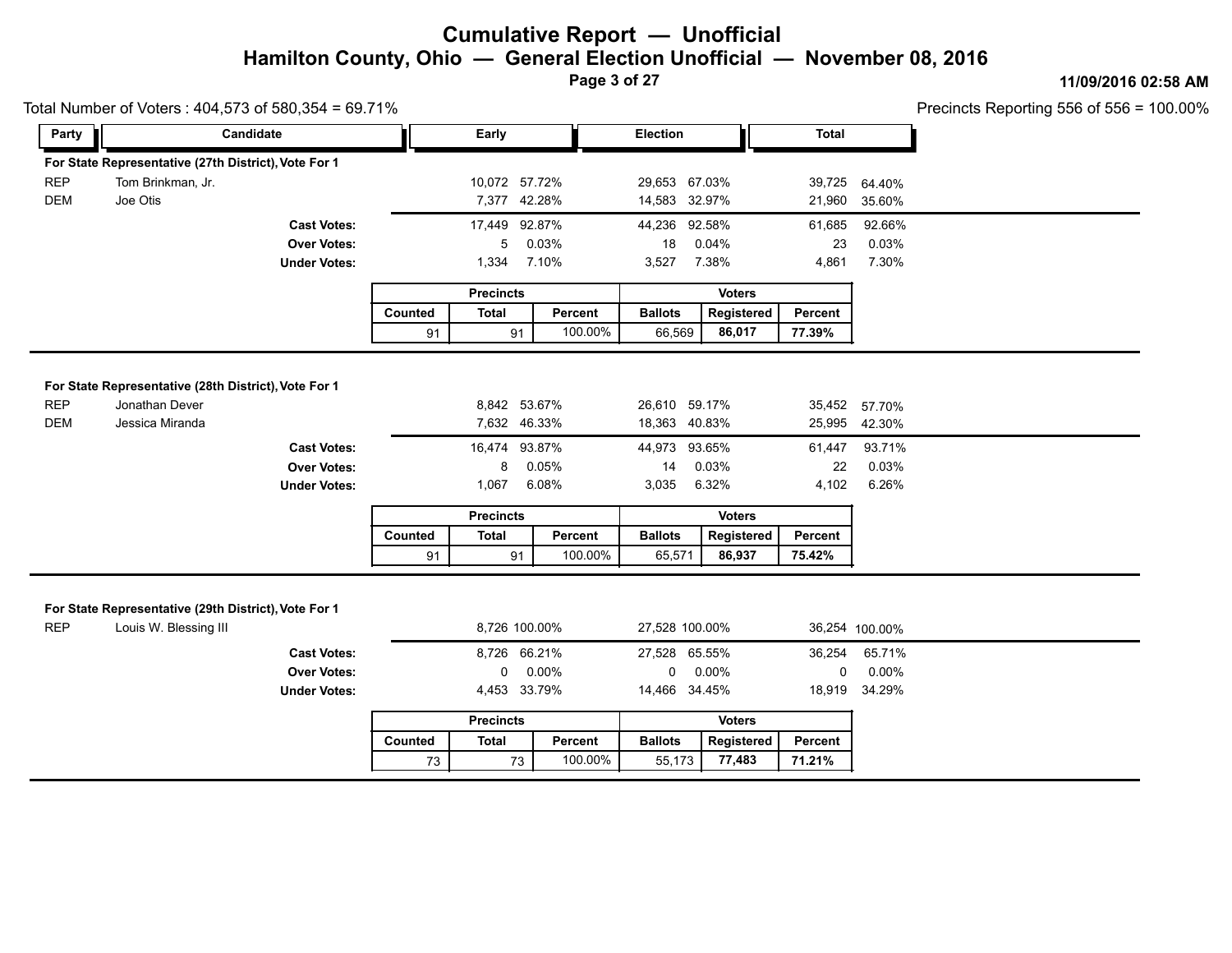# Cumulative Report — Unofficial

## Hamilton County, Ohio — General Election Unofficial — November 08, 2016

11/09/2016 02:58 AM

Total Number of Voters : 404,573 of 580,354 = 69.71%

Precincts Reporting 556 of 556 = 100.00%

### For State Representative (27th District), Vote For 1

| Party | Candidate | Early | | Election | | Total | |
|---|---|---|---|---|---|---|---|
| REP | Tom Brinkman, Jr. | 10,072 | 57.72% | 29,653 | 67.03% | 39,725 | 64.40% |
| DEM | Joe Otis | 7,377 | 42.28% | 14,583 | 32.97% | 21,960 | 35.60% |
| | **Cast Votes:** | 17,449 | 92.87% | 44,236 | 92.58% | 61,685 | 92.66% |
| | **Over Votes:** | 5 | 0.03% | 18 | 0.04% | 23 | 0.03% |
| | **Under Votes:** | 1,334 | 7.10% | 3,527 | 7.38% | 4,861 | 7.30% |

| Precincts | | | Voters | | |
|---|---|---|---|---|---|
| Counted | Total | Percent | Ballots | Registered | Percent |
| 91 | 91 | 100.00% | 66,569 | **86,017** | **77.39%** |

### For State Representative (28th District), Vote For 1

| Party | Candidate | Early | | Election | | Total | |
|---|---|---|---|---|---|---|---|
| REP | Jonathan Dever | 8,842 | 53.67% | 26,610 | 59.17% | 35,452 | 57.70% |
| DEM | Jessica Miranda | 7,632 | 46.33% | 18,363 | 40.83% | 25,995 | 42.30% |
| | **Cast Votes:** | 16,474 | 93.87% | 44,973 | 93.65% | 61,447 | 93.71% |
| | **Over Votes:** | 8 | 0.05% | 14 | 0.03% | 22 | 0.03% |
| | **Under Votes:** | 1,067 | 6.08% | 3,035 | 6.32% | 4,102 | 6.26% |

| Precincts | | | Voters | | |
|---|---|---|---|---|---|
| Counted | Total | Percent | Ballots | Registered | Percent |
| 91 | 91 | 100.00% | 65,571 | **86,937** | **75.42%** |

### For State Representative (29th District), Vote For 1

| Party | Candidate | Early | | Election | | Total | |
|---|---|---|---|---|---|---|---|
| REP | Louis W. Blessing III | 8,726 | 100.00% | 27,528 | 100.00% | 36,254 | 100.00% |
| | **Cast Votes:** | 8,726 | 66.21% | 27,528 | 65.55% | 36,254 | 65.71% |
| | **Over Votes:** | 0 | 0.00% | 0 | 0.00% | 0 | 0.00% |
| | **Under Votes:** | 4,453 | 33.79% | 14,466 | 34.45% | 18,919 | 34.29% |

| Precincts | | | Voters | | |
|---|---|---|---|---|---|
| Counted | Total | Percent | Ballots | Registered | Percent |
| 73 | 73 | 100.00% | 55,173 | **77,483** | **71.21%** |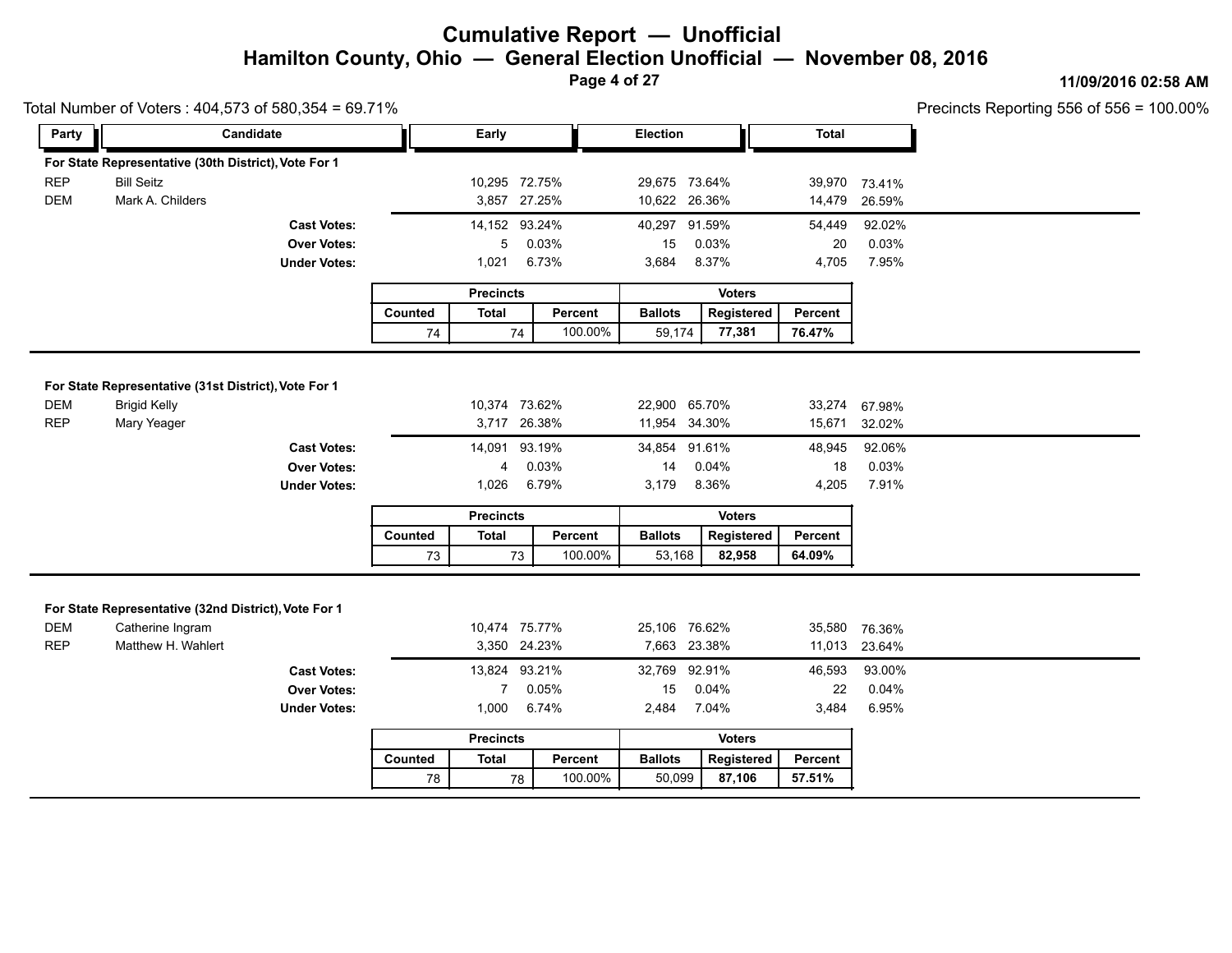# Cumulative Report — Unofficial

## Hamilton County, Ohio — General Election Unofficial — November 08, 2016

11/09/2016 02:58 AM

Total Number of Voters : 404,573 of 580,354 = 69.71%

Precincts Reporting 556 of 556 = 100.00%

### For State Representative (30th District), Vote For 1

| Party | Candidate | Early | | Election | | Total | |
|---|---|---|---|---|---|---|---|
| REP | Bill Seitz | 10,295 | 72.75% | 29,675 | 73.64% | 39,970 | 73.41% |
| DEM | Mark A. Childers | 3,857 | 27.25% | 10,622 | 26.36% | 14,479 | 26.59% |
| | **Cast Votes:** | 14,152 | 93.24% | 40,297 | 91.59% | 54,449 | 92.02% |
| | **Over Votes:** | 5 | 0.03% | 15 | 0.03% | 20 | 0.03% |
| | **Under Votes:** | 1,021 | 6.73% | 3,684 | 8.37% | 4,705 | 7.95% |

| Precincts | | | Voters | | |
|---|---|---|---|---|---|
| Counted | Total | Percent | Ballots | Registered | Percent |
| 74 | 74 | 100.00% | 59,174 | **77,381** | **76.47%** |

### For State Representative (31st District), Vote For 1

| Party | Candidate | Early | | Election | | Total | |
|---|---|---|---|---|---|---|---|
| DEM | Brigid Kelly | 10,374 | 73.62% | 22,900 | 65.70% | 33,274 | 67.98% |
| REP | Mary Yeager | 3,717 | 26.38% | 11,954 | 34.30% | 15,671 | 32.02% |
| | **Cast Votes:** | 14,091 | 93.19% | 34,854 | 91.61% | 48,945 | 92.06% |
| | **Over Votes:** | 4 | 0.03% | 14 | 0.04% | 18 | 0.03% |
| | **Under Votes:** | 1,026 | 6.79% | 3,179 | 8.36% | 4,205 | 7.91% |

| Precincts | | | Voters | | |
|---|---|---|---|---|---|
| Counted | Total | Percent | Ballots | Registered | Percent |
| 73 | 73 | 100.00% | 53,168 | **82,958** | **64.09%** |

### For State Representative (32nd District), Vote For 1

| Party | Candidate | Early | | Election | | Total | |
|---|---|---|---|---|---|---|---|
| DEM | Catherine Ingram | 10,474 | 75.77% | 25,106 | 76.62% | 35,580 | 76.36% |
| REP | Matthew H. Wahlert | 3,350 | 24.23% | 7,663 | 23.38% | 11,013 | 23.64% |
| | **Cast Votes:** | 13,824 | 93.21% | 32,769 | 92.91% | 46,593 | 93.00% |
| | **Over Votes:** | 7 | 0.05% | 15 | 0.04% | 22 | 0.04% |
| | **Under Votes:** | 1,000 | 6.74% | 2,484 | 7.04% | 3,484 | 6.95% |

| Precincts | | | Voters | | |
|---|---|---|---|---|---|
| Counted | Total | Percent | Ballots | Registered | Percent |
| 78 | 78 | 100.00% | 50,099 | **87,106** | **57.51%** |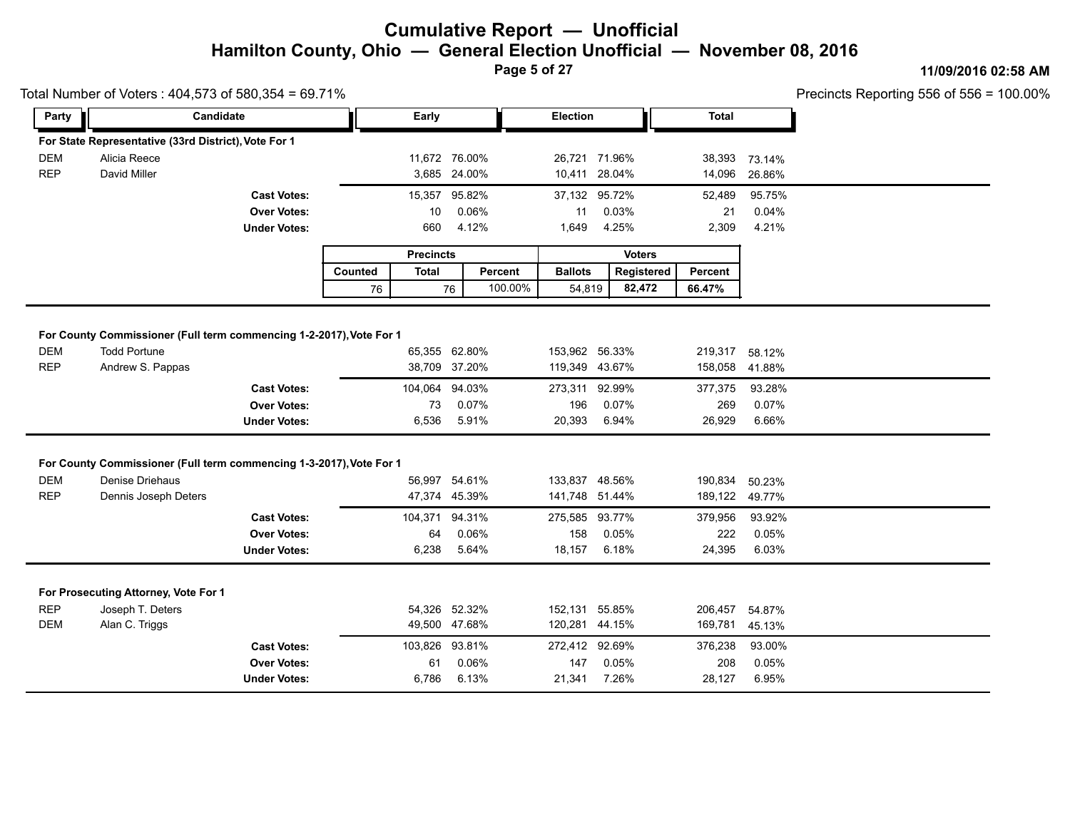# Cumulative Report — Unofficial

## Hamilton County, Ohio — General Election Unofficial — November 08, 2016

11/09/2016 02:58 AM

Total Number of Voters : 404,573 of 580,354 = 69.71%

Precincts Reporting 556 of 556 = 100.00%

### For State Representative (33rd District), Vote For 1

| Party | Candidate | Early | Early % | Election | Election % | Total | Total % |
|---|---|---|---|---|---|---|---|
| DEM | Alicia Reece | 11,672 | 76.00% | 26,721 | 71.96% | 38,393 | 73.14% |
| REP | David Miller | 3,685 | 24.00% | 10,411 | 28.04% | 14,096 | 26.86% |
| | **Cast Votes:** | 15,357 | 95.82% | 37,132 | 95.72% | 52,489 | 95.75% |
| | **Over Votes:** | 10 | 0.06% | 11 | 0.03% | 21 | 0.04% |
| | **Under Votes:** | 660 | 4.12% | 1,649 | 4.25% | 2,309 | 4.21% |

| Precincts | | | Voters | | |
|---|---|---|---|---|---|
| Counted | Total | Percent | Ballots | Registered | Percent |
| 76 | 76 | 100.00% | 54,819 | **82,472** | **66.47%** |

### For County Commissioner (Full term commencing 1-2-2017), Vote For 1

| Party | Candidate | Early | Early % | Election | Election % | Total | Total % |
|---|---|---|---|---|---|---|---|
| DEM | Todd Portune | 65,355 | 62.80% | 153,962 | 56.33% | 219,317 | 58.12% |
| REP | Andrew S. Pappas | 38,709 | 37.20% | 119,349 | 43.67% | 158,058 | 41.88% |
| | **Cast Votes:** | 104,064 | 94.03% | 273,311 | 92.99% | 377,375 | 93.28% |
| | **Over Votes:** | 73 | 0.07% | 196 | 0.07% | 269 | 0.07% |
| | **Under Votes:** | 6,536 | 5.91% | 20,393 | 6.94% | 26,929 | 6.66% |

### For County Commissioner (Full term commencing 1-3-2017), Vote For 1

| Party | Candidate | Early | Early % | Election | Election % | Total | Total % |
|---|---|---|---|---|---|---|---|
| DEM | Denise Driehaus | 56,997 | 54.61% | 133,837 | 48.56% | 190,834 | 50.23% |
| REP | Dennis Joseph Deters | 47,374 | 45.39% | 141,748 | 51.44% | 189,122 | 49.77% |
| | **Cast Votes:** | 104,371 | 94.31% | 275,585 | 93.77% | 379,956 | 93.92% |
| | **Over Votes:** | 64 | 0.06% | 158 | 0.05% | 222 | 0.05% |
| | **Under Votes:** | 6,238 | 5.64% | 18,157 | 6.18% | 24,395 | 6.03% |

### For Prosecuting Attorney, Vote For 1

| Party | Candidate | Early | Early % | Election | Election % | Total | Total % |
|---|---|---|---|---|---|---|---|
| REP | Joseph T. Deters | 54,326 | 52.32% | 152,131 | 55.85% | 206,457 | 54.87% |
| DEM | Alan C. Triggs | 49,500 | 47.68% | 120,281 | 44.15% | 169,781 | 45.13% |
| | **Cast Votes:** | 103,826 | 93.81% | 272,412 | 92.69% | 376,238 | 93.00% |
| | **Over Votes:** | 61 | 0.06% | 147 | 0.05% | 208 | 0.05% |
| | **Under Votes:** | 6,786 | 6.13% | 21,341 | 7.26% | 28,127 | 6.95% |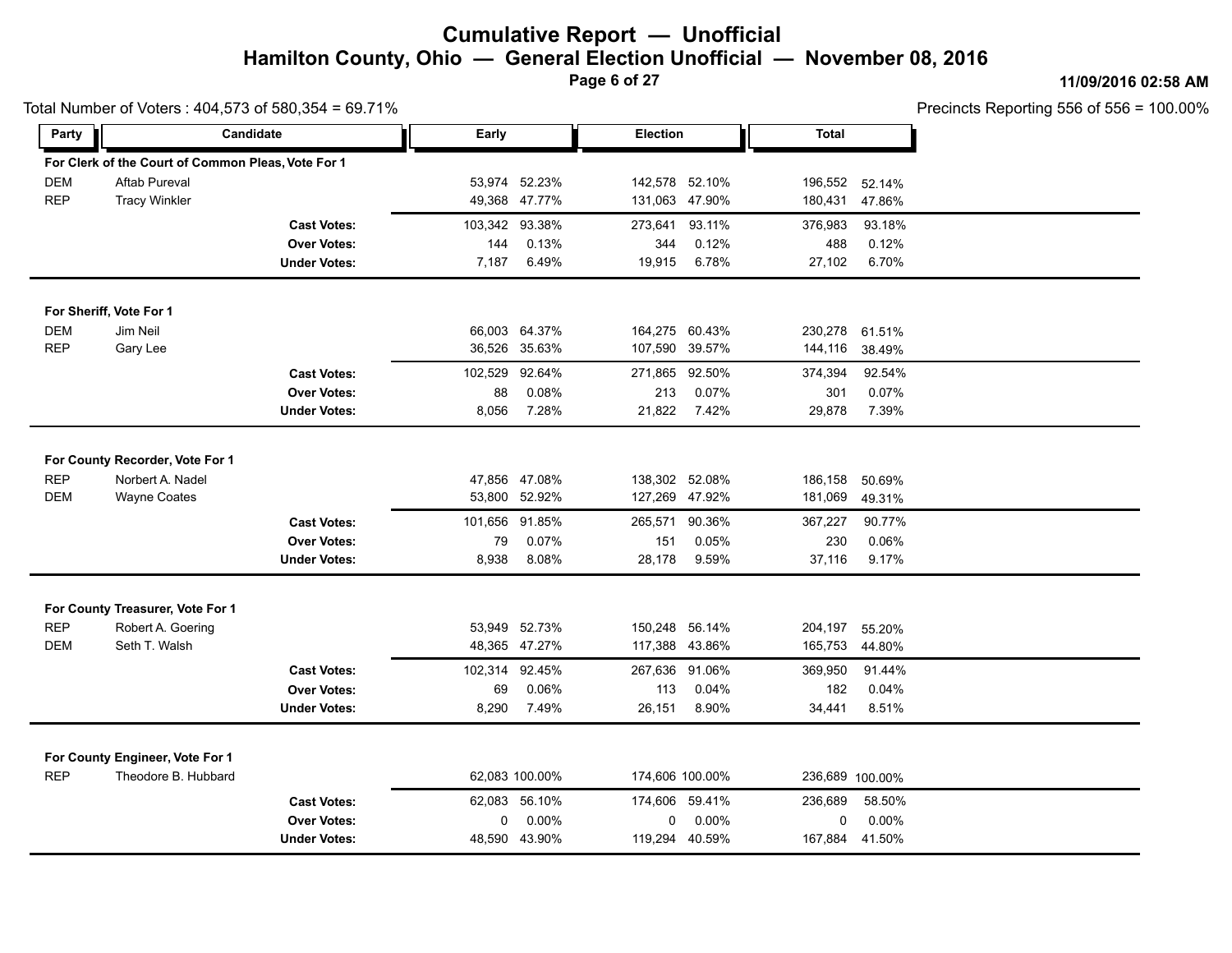# Cumulative Report — Unofficial

## Hamilton County, Ohio — General Election Unofficial — November 08, 2016

11/09/2016 02:58 AM

Total Number of Voters : 404,573 of 580,354 = 69.71%

Precincts Reporting 556 of 556 = 100.00%

| Party | Candidate | Early | | Election | | Total | |
|---|---|---|---|---|---|---|---|
| **For Clerk of the Court of Common Pleas, Vote For 1** | | | | | | | |
| DEM | Aftab Pureval | 53,974 | 52.23% | 142,578 | 52.10% | 196,552 | 52.14% |
| REP | Tracy Winkler | 49,368 | 47.77% | 131,063 | 47.90% | 180,431 | 47.86% |
| | **Cast Votes:** | 103,342 | 93.38% | 273,641 | 93.11% | 376,983 | 93.18% |
| | **Over Votes:** | 144 | 0.13% | 344 | 0.12% | 488 | 0.12% |
| | **Under Votes:** | 7,187 | 6.49% | 19,915 | 6.78% | 27,102 | 6.70% |
| **For Sheriff, Vote For 1** | | | | | | | |
| DEM | Jim Neil | 66,003 | 64.37% | 164,275 | 60.43% | 230,278 | 61.51% |
| REP | Gary Lee | 36,526 | 35.63% | 107,590 | 39.57% | 144,116 | 38.49% |
| | **Cast Votes:** | 102,529 | 92.64% | 271,865 | 92.50% | 374,394 | 92.54% |
| | **Over Votes:** | 88 | 0.08% | 213 | 0.07% | 301 | 0.07% |
| | **Under Votes:** | 8,056 | 7.28% | 21,822 | 7.42% | 29,878 | 7.39% |
| **For County Recorder, Vote For 1** | | | | | | | |
| REP | Norbert A. Nadel | 47,856 | 47.08% | 138,302 | 52.08% | 186,158 | 50.69% |
| DEM | Wayne Coates | 53,800 | 52.92% | 127,269 | 47.92% | 181,069 | 49.31% |
| | **Cast Votes:** | 101,656 | 91.85% | 265,571 | 90.36% | 367,227 | 90.77% |
| | **Over Votes:** | 79 | 0.07% | 151 | 0.05% | 230 | 0.06% |
| | **Under Votes:** | 8,938 | 8.08% | 28,178 | 9.59% | 37,116 | 9.17% |
| **For County Treasurer, Vote For 1** | | | | | | | |
| REP | Robert A. Goering | 53,949 | 52.73% | 150,248 | 56.14% | 204,197 | 55.20% |
| DEM | Seth T. Walsh | 48,365 | 47.27% | 117,388 | 43.86% | 165,753 | 44.80% |
| | **Cast Votes:** | 102,314 | 92.45% | 267,636 | 91.06% | 369,950 | 91.44% |
| | **Over Votes:** | 69 | 0.06% | 113 | 0.04% | 182 | 0.04% |
| | **Under Votes:** | 8,290 | 7.49% | 26,151 | 8.90% | 34,441 | 8.51% |
| **For County Engineer, Vote For 1** | | | | | | | |
| REP | Theodore B. Hubbard | 62,083 | 100.00% | 174,606 | 100.00% | 236,689 | 100.00% |
| | **Cast Votes:** | 62,083 | 56.10% | 174,606 | 59.41% | 236,689 | 58.50% |
| | **Over Votes:** | 0 | 0.00% | 0 | 0.00% | 0 | 0.00% |
| | **Under Votes:** | 48,590 | 43.90% | 119,294 | 40.59% | 167,884 | 41.50% |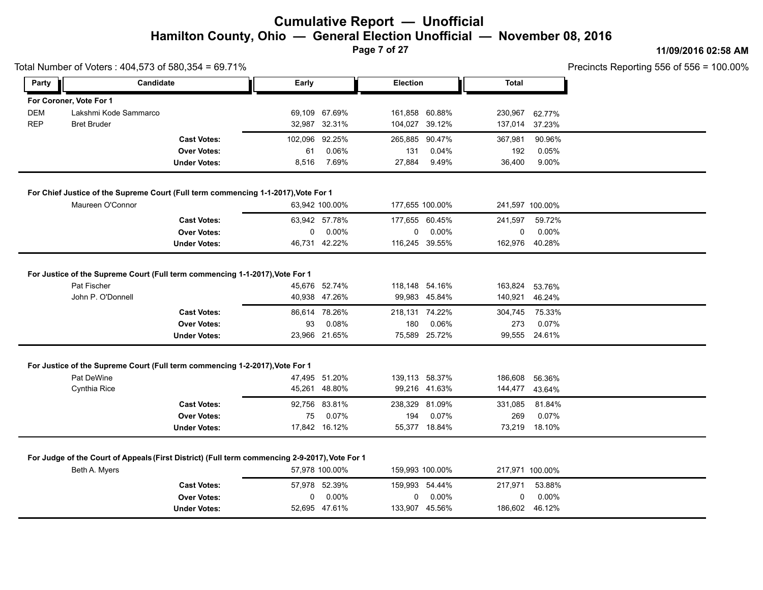# Cumulative Report — Unofficial

## Hamilton County, Ohio — General Election Unofficial — November 08, 2016

11/09/2016 02:58 AM

Total Number of Voters : 404,573 of 580,354 = 69.71%

Precincts Reporting 556 of 556 = 100.00%

| Party | Candidate | Early | | Election | | Total | |
|---|---|---|---|---|---|---|---|
| **For Coroner, Vote For 1** | | | | | | | |
| DEM | Lakshmi Kode Sammarco | 69,109 | 67.69% | 161,858 | 60.88% | 230,967 | 62.77% |
| REP | Bret Bruder | 32,987 | 32.31% | 104,027 | 39.12% | 137,014 | 37.23% |
| | **Cast Votes:** | 102,096 | 92.25% | 265,885 | 90.47% | 367,981 | 90.96% |
| | **Over Votes:** | 61 | 0.06% | 131 | 0.04% | 192 | 0.05% |
| | **Under Votes:** | 8,516 | 7.69% | 27,884 | 9.49% | 36,400 | 9.00% |
| **For Chief Justice of the Supreme Court (Full term commencing 1-1-2017),Vote For 1** | | | | | | | |
| | Maureen O'Connor | 63,942 | 100.00% | 177,655 | 100.00% | 241,597 | 100.00% |
| | **Cast Votes:** | 63,942 | 57.78% | 177,655 | 60.45% | 241,597 | 59.72% |
| | **Over Votes:** | 0 | 0.00% | 0 | 0.00% | 0 | 0.00% |
| | **Under Votes:** | 46,731 | 42.22% | 116,245 | 39.55% | 162,976 | 40.28% |
| **For Justice of the Supreme Court (Full term commencing 1-1-2017),Vote For 1** | | | | | | | |
| | Pat Fischer | 45,676 | 52.74% | 118,148 | 54.16% | 163,824 | 53.76% |
| | John P. O'Donnell | 40,938 | 47.26% | 99,983 | 45.84% | 140,921 | 46.24% |
| | **Cast Votes:** | 86,614 | 78.26% | 218,131 | 74.22% | 304,745 | 75.33% |
| | **Over Votes:** | 93 | 0.08% | 180 | 0.06% | 273 | 0.07% |
| | **Under Votes:** | 23,966 | 21.65% | 75,589 | 25.72% | 99,555 | 24.61% |
| **For Justice of the Supreme Court (Full term commencing 1-2-2017),Vote For 1** | | | | | | | |
| | Pat DeWine | 47,495 | 51.20% | 139,113 | 58.37% | 186,608 | 56.36% |
| | Cynthia Rice | 45,261 | 48.80% | 99,216 | 41.63% | 144,477 | 43.64% |
| | **Cast Votes:** | 92,756 | 83.81% | 238,329 | 81.09% | 331,085 | 81.84% |
| | **Over Votes:** | 75 | 0.07% | 194 | 0.07% | 269 | 0.07% |
| | **Under Votes:** | 17,842 | 16.12% | 55,377 | 18.84% | 73,219 | 18.10% |
| **For Judge of the Court of Appeals (First District) (Full term commencing 2-9-2017), Vote For 1** | | | | | | | |
| | Beth A. Myers | 57,978 | 100.00% | 159,993 | 100.00% | 217,971 | 100.00% |
| | **Cast Votes:** | 57,978 | 52.39% | 159,993 | 54.44% | 217,971 | 53.88% |
| | **Over Votes:** | 0 | 0.00% | 0 | 0.00% | 0 | 0.00% |
| | **Under Votes:** | 52,695 | 47.61% | 133,907 | 45.56% | 186,602 | 46.12% |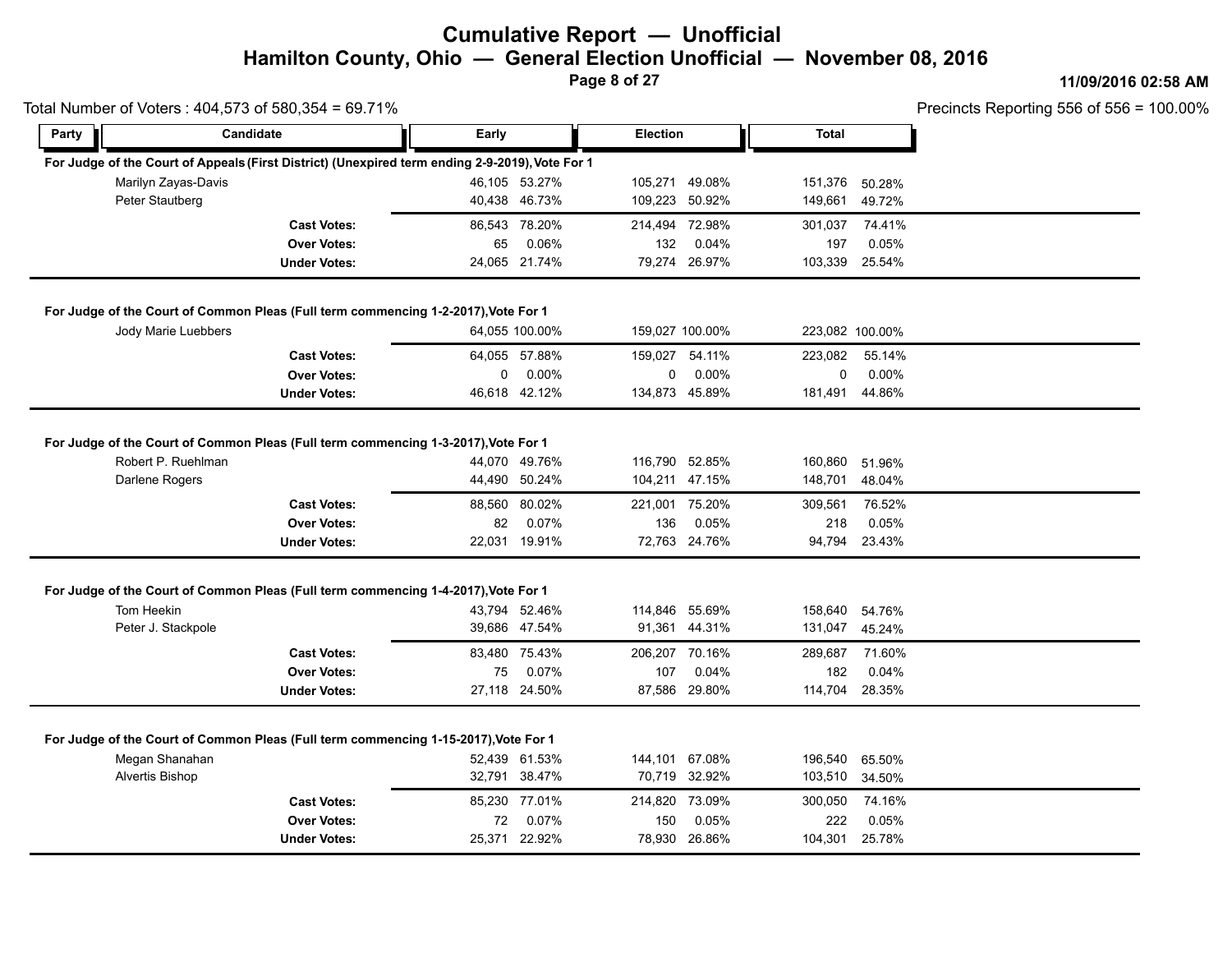# Cumulative Report — Unofficial

## Hamilton County, Ohio — General Election Unofficial — November 08, 2016

11/09/2016 02:58 AM

Total Number of Voters : 404,573 of 580,354 = 69.71%

Precincts Reporting 556 of 556 = 100.00%

| Party | Candidate | Early | | Election | | Total | |
|---|---|---|---|---|---|---|---|
| **For Judge of the Court of Appeals (First District) (Unexpired term ending 2-9-2019), Vote For 1** | | | | | | | |
| | Marilyn Zayas-Davis | 46,105 | 53.27% | 105,271 | 49.08% | 151,376 | 50.28% |
| | Peter Stautberg | 40,438 | 46.73% | 109,223 | 50.92% | 149,661 | 49.72% |
| | **Cast Votes:** | 86,543 | 78.20% | 214,494 | 72.98% | 301,037 | 74.41% |
| | **Over Votes:** | 65 | 0.06% | 132 | 0.04% | 197 | 0.05% |
| | **Under Votes:** | 24,065 | 21.74% | 79,274 | 26.97% | 103,339 | 25.54% |
| **For Judge of the Court of Common Pleas (Full term commencing 1-2-2017), Vote For 1** | | | | | | | |
| | Jody Marie Luebbers | 64,055 | 100.00% | 159,027 | 100.00% | 223,082 | 100.00% |
| | **Cast Votes:** | 64,055 | 57.88% | 159,027 | 54.11% | 223,082 | 55.14% |
| | **Over Votes:** | 0 | 0.00% | 0 | 0.00% | 0 | 0.00% |
| | **Under Votes:** | 46,618 | 42.12% | 134,873 | 45.89% | 181,491 | 44.86% |
| **For Judge of the Court of Common Pleas (Full term commencing 1-3-2017), Vote For 1** | | | | | | | |
| | Robert P. Ruehlman | 44,070 | 49.76% | 116,790 | 52.85% | 160,860 | 51.96% |
| | Darlene Rogers | 44,490 | 50.24% | 104,211 | 47.15% | 148,701 | 48.04% |
| | **Cast Votes:** | 88,560 | 80.02% | 221,001 | 75.20% | 309,561 | 76.52% |
| | **Over Votes:** | 82 | 0.07% | 136 | 0.05% | 218 | 0.05% |
| | **Under Votes:** | 22,031 | 19.91% | 72,763 | 24.76% | 94,794 | 23.43% |
| **For Judge of the Court of Common Pleas (Full term commencing 1-4-2017), Vote For 1** | | | | | | | |
| | Tom Heekin | 43,794 | 52.46% | 114,846 | 55.69% | 158,640 | 54.76% |
| | Peter J. Stackpole | 39,686 | 47.54% | 91,361 | 44.31% | 131,047 | 45.24% |
| | **Cast Votes:** | 83,480 | 75.43% | 206,207 | 70.16% | 289,687 | 71.60% |
| | **Over Votes:** | 75 | 0.07% | 107 | 0.04% | 182 | 0.04% |
| | **Under Votes:** | 27,118 | 24.50% | 87,586 | 29.80% | 114,704 | 28.35% |
| **For Judge of the Court of Common Pleas (Full term commencing 1-15-2017), Vote For 1** | | | | | | | |
| | Megan Shanahan | 52,439 | 61.53% | 144,101 | 67.08% | 196,540 | 65.50% |
| | Alvertis Bishop | 32,791 | 38.47% | 70,719 | 32.92% | 103,510 | 34.50% |
| | **Cast Votes:** | 85,230 | 77.01% | 214,820 | 73.09% | 300,050 | 74.16% |
| | **Over Votes:** | 72 | 0.07% | 150 | 0.05% | 222 | 0.05% |
| | **Under Votes:** | 25,371 | 22.92% | 78,930 | 26.86% | 104,301 | 25.78% |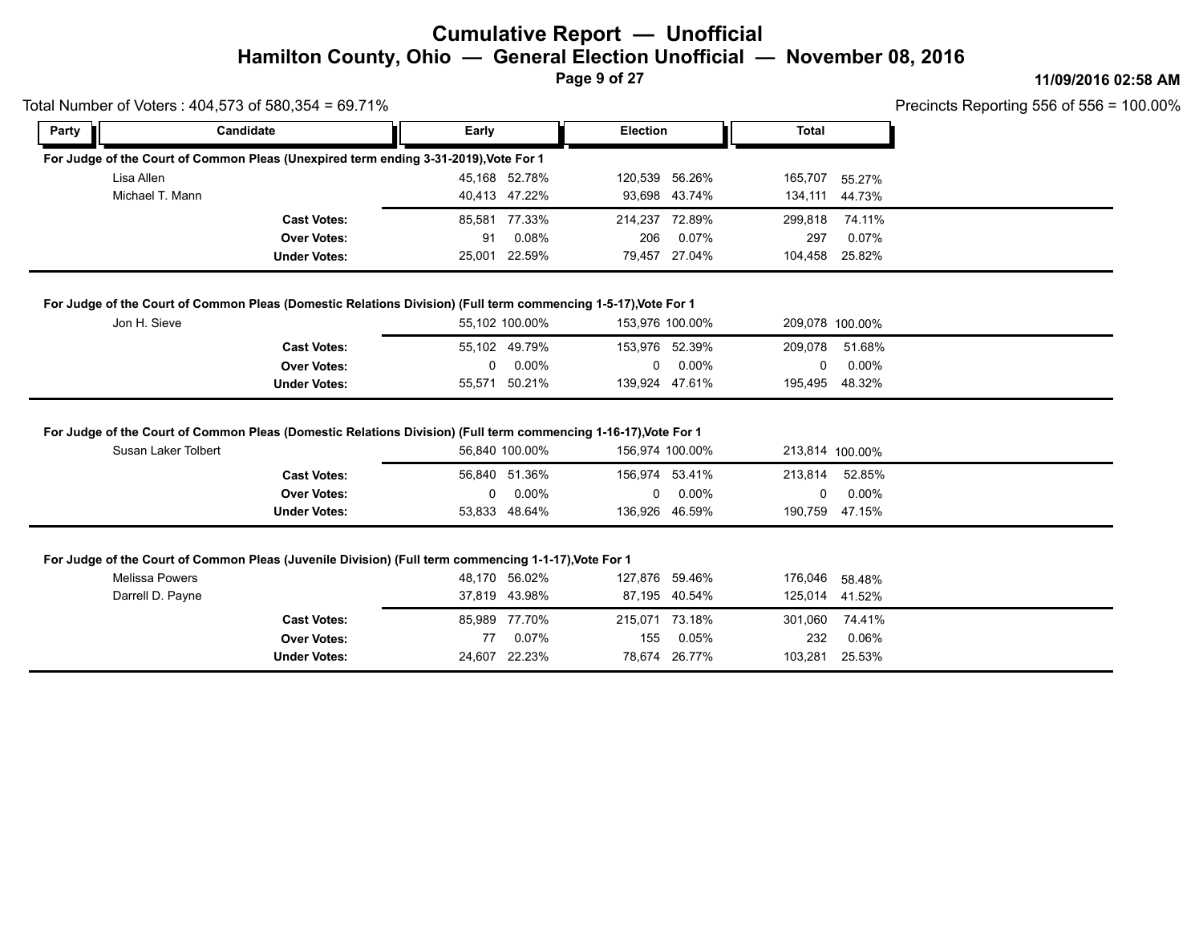# Cumulative Report — Unofficial

## Hamilton County, Ohio — General Election Unofficial — November 08, 2016

11/09/2016 02:58 AM

Total Number of Voters : 404,573 of 580,354 = 69.71%

Precincts Reporting 556 of 556 = 100.00%

### For Judge of the Court of Common Pleas (Unexpired term ending 3-31-2019),Vote For 1

| Party | Candidate | Early | | Election | | Total | |
|---|---|---|---|---|---|---|---|
| | Lisa Allen | 45,168 | 52.78% | 120,539 | 56.26% | 165,707 | 55.27% |
| | Michael T. Mann | 40,413 | 47.22% | 93,698 | 43.74% | 134,111 | 44.73% |
| | **Cast Votes:** | 85,581 | 77.33% | 214,237 | 72.89% | 299,818 | 74.11% |
| | **Over Votes:** | 91 | 0.08% | 206 | 0.07% | 297 | 0.07% |
| | **Under Votes:** | 25,001 | 22.59% | 79,457 | 27.04% | 104,458 | 25.82% |

### For Judge of the Court of Common Pleas (Domestic Relations Division) (Full term commencing 1-5-17),Vote For 1

| Party | Candidate | Early | | Election | | Total | |
|---|---|---|---|---|---|---|---|
| | Jon H. Sieve | 55,102 | 100.00% | 153,976 | 100.00% | 209,078 | 100.00% |
| | **Cast Votes:** | 55,102 | 49.79% | 153,976 | 52.39% | 209,078 | 51.68% |
| | **Over Votes:** | 0 | 0.00% | 0 | 0.00% | 0 | 0.00% |
| | **Under Votes:** | 55,571 | 50.21% | 139,924 | 47.61% | 195,495 | 48.32% |

### For Judge of the Court of Common Pleas (Domestic Relations Division) (Full term commencing 1-16-17),Vote For 1

| Party | Candidate | Early | | Election | | Total | |
|---|---|---|---|---|---|---|---|
| | Susan Laker Tolbert | 56,840 | 100.00% | 156,974 | 100.00% | 213,814 | 100.00% |
| | **Cast Votes:** | 56,840 | 51.36% | 156,974 | 53.41% | 213,814 | 52.85% |
| | **Over Votes:** | 0 | 0.00% | 0 | 0.00% | 0 | 0.00% |
| | **Under Votes:** | 53,833 | 48.64% | 136,926 | 46.59% | 190,759 | 47.15% |

### For Judge of the Court of Common Pleas (Juvenile Division) (Full term commencing 1-1-17),Vote For 1

| Party | Candidate | Early | | Election | | Total | |
|---|---|---|---|---|---|---|---|
| | Melissa Powers | 48,170 | 56.02% | 127,876 | 59.46% | 176,046 | 58.48% |
| | Darrell D. Payne | 37,819 | 43.98% | 87,195 | 40.54% | 125,014 | 41.52% |
| | **Cast Votes:** | 85,989 | 77.70% | 215,071 | 73.18% | 301,060 | 74.41% |
| | **Over Votes:** | 77 | 0.07% | 155 | 0.05% | 232 | 0.06% |
| | **Under Votes:** | 24,607 | 22.23% | 78,674 | 26.77% | 103,281 | 25.53% |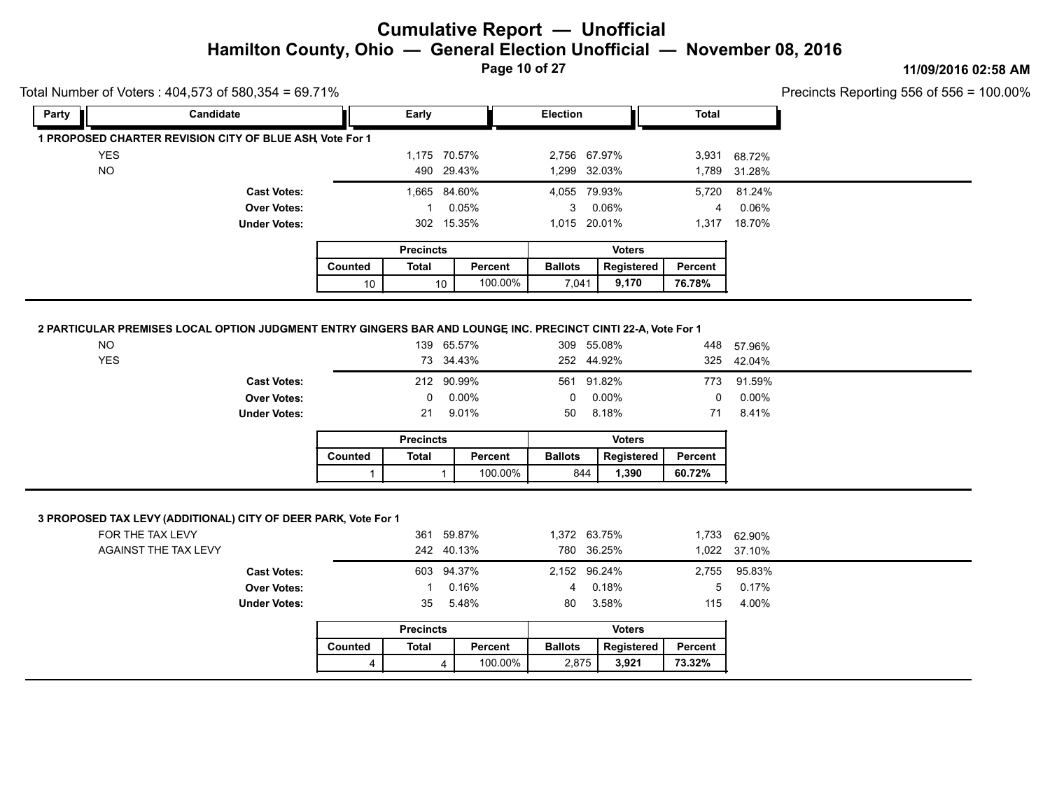# Cumulative Report — Unofficial

## Hamilton County, Ohio — General Election Unofficial — November 08, 2016

**11/09/2016 02:58 AM**

Total Number of Voters : 404,573 of 580,354 = 69.71%

Precincts Reporting 556 of 556 = 100.00%

### 1 PROPOSED CHARTER REVISION CITY OF BLUE ASH, Vote For 1

| Party | Candidate | Early | | Election | | Total | |
|---|---|---|---|---|---|---|---|
| | YES | 1,175 | 70.57% | 2,756 | 67.97% | 3,931 | 68.72% |
| | NO | 490 | 29.43% | 1,299 | 32.03% | 1,789 | 31.28% |
| | **Cast Votes:** | 1,665 | 84.60% | 4,055 | 79.93% | 5,720 | 81.24% |
| | **Over Votes:** | 1 | 0.05% | 3 | 0.06% | 4 | 0.06% |
| | **Under Votes:** | 302 | 15.35% | 1,015 | 20.01% | 1,317 | 18.70% |

| Precincts | | | Voters | | |
|---|---|---|---|---|---|
| Counted | Total | Percent | Ballots | Registered | Percent |
| 10 | 10 | 100.00% | 7,041 | **9,170** | **76.78%** |

### 2 PARTICULAR PREMISES LOCAL OPTION JUDGMENT ENTRY GINGERS BAR AND LOUNGE, INC. PRECINCT CINTI 22-A, Vote For 1

| Party | Candidate | Early | | Election | | Total | |
|---|---|---|---|---|---|---|---|
| | NO | 139 | 65.57% | 309 | 55.08% | 448 | 57.96% |
| | YES | 73 | 34.43% | 252 | 44.92% | 325 | 42.04% |
| | **Cast Votes:** | 212 | 90.99% | 561 | 91.82% | 773 | 91.59% |
| | **Over Votes:** | 0 | 0.00% | 0 | 0.00% | 0 | 0.00% |
| | **Under Votes:** | 21 | 9.01% | 50 | 8.18% | 71 | 8.41% |

| Precincts | | | Voters | | |
|---|---|---|---|---|---|
| Counted | Total | Percent | Ballots | Registered | Percent |
| 1 | 1 | 100.00% | 844 | **1,390** | **60.72%** |

### 3 PROPOSED TAX LEVY (ADDITIONAL) CITY OF DEER PARK, Vote For 1

| Party | Candidate | Early | | Election | | Total | |
|---|---|---|---|---|---|---|---|
| | FOR THE TAX LEVY | 361 | 59.87% | 1,372 | 63.75% | 1,733 | 62.90% |
| | AGAINST THE TAX LEVY | 242 | 40.13% | 780 | 36.25% | 1,022 | 37.10% |
| | **Cast Votes:** | 603 | 94.37% | 2,152 | 96.24% | 2,755 | 95.83% |
| | **Over Votes:** | 1 | 0.16% | 4 | 0.18% | 5 | 0.17% |
| | **Under Votes:** | 35 | 5.48% | 80 | 3.58% | 115 | 4.00% |

| Precincts | | | Voters | | |
|---|---|---|---|---|---|
| Counted | Total | Percent | Ballots | Registered | Percent |
| 4 | 4 | 100.00% | 2,875 | **3,921** | **73.32%** |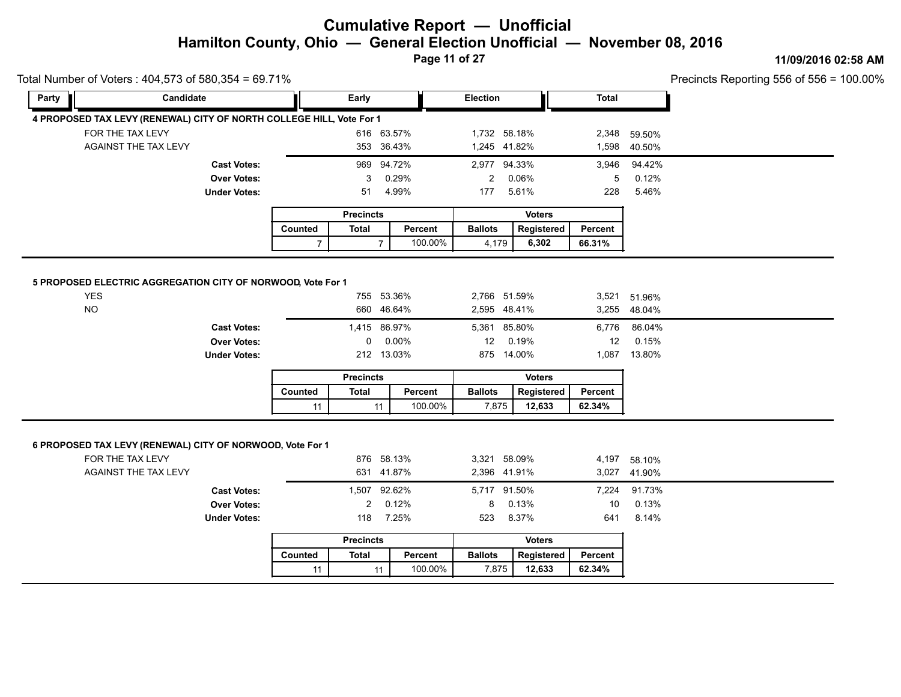# Cumulative Report — Unofficial

## Hamilton County, Ohio — General Election Unofficial — November 08, 2016

11/09/2016 02:58 AM

Total Number of Voters : 404,573 of 580,354 = 69.71%

Precincts Reporting 556 of 556 = 100.00%

### 4 PROPOSED TAX LEVY (RENEWAL) CITY OF NORTH COLLEGE HILL, Vote For 1

| Party | Candidate | Early | | Election | | Total | |
|---|---|---|---|---|---|---|---|
| | FOR THE TAX LEVY | 616 | 63.57% | 1,732 | 58.18% | 2,348 | 59.50% |
| | AGAINST THE TAX LEVY | 353 | 36.43% | 1,245 | 41.82% | 1,598 | 40.50% |
| | **Cast Votes:** | 969 | 94.72% | 2,977 | 94.33% | 3,946 | 94.42% |
| | **Over Votes:** | 3 | 0.29% | 2 | 0.06% | 5 | 0.12% |
| | **Under Votes:** | 51 | 4.99% | 177 | 5.61% | 228 | 5.46% |

| Precincts | | | Voters | | |
|---|---|---|---|---|---|
| Counted | Total | Percent | Ballots | Registered | Percent |
| 7 | 7 | 100.00% | 4,179 | **6,302** | **66.31%** |

### 5 PROPOSED ELECTRIC AGGREGATION CITY OF NORWOOD, Vote For 1

| Party | Candidate | Early | | Election | | Total | |
|---|---|---|---|---|---|---|---|
| | YES | 755 | 53.36% | 2,766 | 51.59% | 3,521 | 51.96% |
| | NO | 660 | 46.64% | 2,595 | 48.41% | 3,255 | 48.04% |
| | **Cast Votes:** | 1,415 | 86.97% | 5,361 | 85.80% | 6,776 | 86.04% |
| | **Over Votes:** | 0 | 0.00% | 12 | 0.19% | 12 | 0.15% |
| | **Under Votes:** | 212 | 13.03% | 875 | 14.00% | 1,087 | 13.80% |

| Precincts | | | Voters | | |
|---|---|---|---|---|---|
| Counted | Total | Percent | Ballots | Registered | Percent |
| 11 | 11 | 100.00% | 7,875 | **12,633** | **62.34%** |

### 6 PROPOSED TAX LEVY (RENEWAL) CITY OF NORWOOD, Vote For 1

| Party | Candidate | Early | | Election | | Total | |
|---|---|---|---|---|---|---|---|
| | FOR THE TAX LEVY | 876 | 58.13% | 3,321 | 58.09% | 4,197 | 58.10% |
| | AGAINST THE TAX LEVY | 631 | 41.87% | 2,396 | 41.91% | 3,027 | 41.90% |
| | **Cast Votes:** | 1,507 | 92.62% | 5,717 | 91.50% | 7,224 | 91.73% |
| | **Over Votes:** | 2 | 0.12% | 8 | 0.13% | 10 | 0.13% |
| | **Under Votes:** | 118 | 7.25% | 523 | 8.37% | 641 | 8.14% |

| Precincts | | | Voters | | |
|---|---|---|---|---|---|
| Counted | Total | Percent | Ballots | Registered | Percent |
| 11 | 11 | 100.00% | 7,875 | **12,633** | **62.34%** |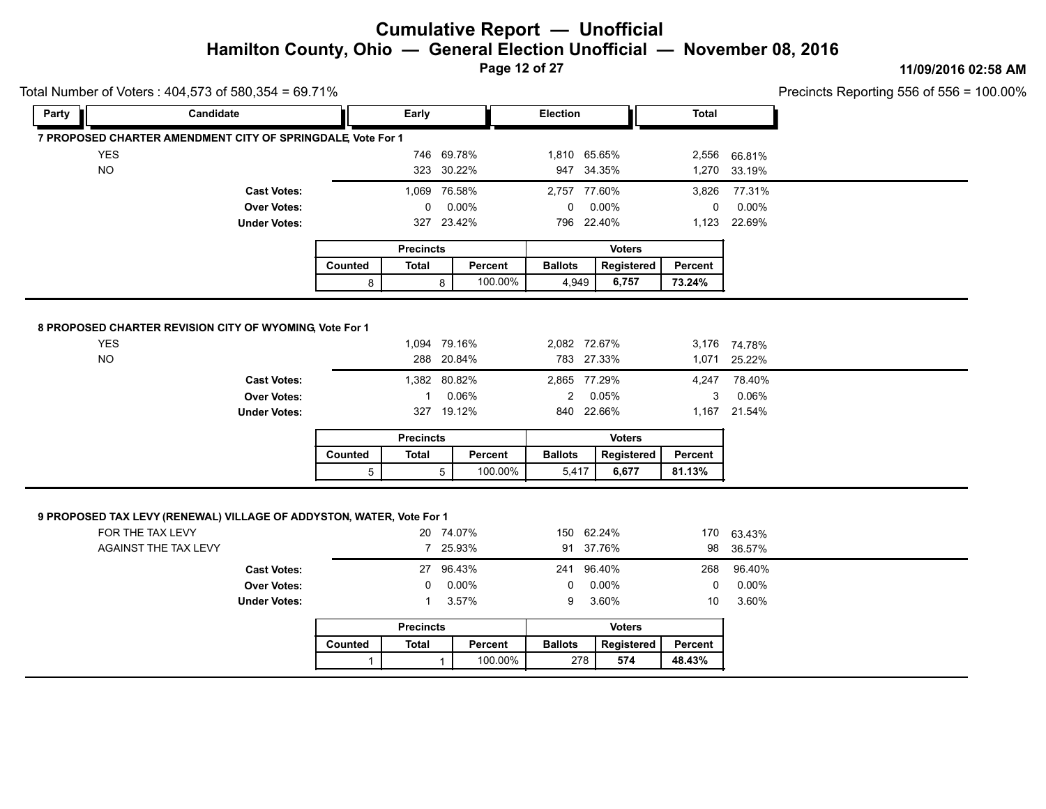# Cumulative Report — Unofficial

## Hamilton County, Ohio — General Election Unofficial — November 08, 2016

11/09/2016 02:58 AM

Total Number of Voters : 404,573 of 580,354 = 69.71%

Precincts Reporting 556 of 556 = 100.00%

### 7 PROPOSED CHARTER AMENDMENT CITY OF SPRINGDALE, Vote For 1

| Party | Candidate | Early | | Election | | Total | |
|---|---|---|---|---|---|---|---|
| | YES | 746 | 69.78% | 1,810 | 65.65% | 2,556 | 66.81% |
| | NO | 323 | 30.22% | 947 | 34.35% | 1,270 | 33.19% |
| | **Cast Votes:** | 1,069 | 76.58% | 2,757 | 77.60% | 3,826 | 77.31% |
| | **Over Votes:** | 0 | 0.00% | 0 | 0.00% | 0 | 0.00% |
| | **Under Votes:** | 327 | 23.42% | 796 | 22.40% | 1,123 | 22.69% |

| Precincts | | | Voters | | |
|---|---|---|---|---|---|
| Counted | Total | Percent | Ballots | Registered | Percent |
| 8 | 8 | 100.00% | 4,949 | **6,757** | **73.24%** |

### 8 PROPOSED CHARTER REVISION CITY OF WYOMING, Vote For 1

| Party | Candidate | Early | | Election | | Total | |
|---|---|---|---|---|---|---|---|
| | YES | 1,094 | 79.16% | 2,082 | 72.67% | 3,176 | 74.78% |
| | NO | 288 | 20.84% | 783 | 27.33% | 1,071 | 25.22% |
| | **Cast Votes:** | 1,382 | 80.82% | 2,865 | 77.29% | 4,247 | 78.40% |
| | **Over Votes:** | 1 | 0.06% | 2 | 0.05% | 3 | 0.06% |
| | **Under Votes:** | 327 | 19.12% | 840 | 22.66% | 1,167 | 21.54% |

| Precincts | | | Voters | | |
|---|---|---|---|---|---|
| Counted | Total | Percent | Ballots | Registered | Percent |
| 5 | 5 | 100.00% | 5,417 | **6,677** | **81.13%** |

### 9 PROPOSED TAX LEVY (RENEWAL) VILLAGE OF ADDYSTON, WATER, Vote For 1

| Party | Candidate | Early | | Election | | Total | |
|---|---|---|---|---|---|---|---|
| | FOR THE TAX LEVY | 20 | 74.07% | 150 | 62.24% | 170 | 63.43% |
| | AGAINST THE TAX LEVY | 7 | 25.93% | 91 | 37.76% | 98 | 36.57% |
| | **Cast Votes:** | 27 | 96.43% | 241 | 96.40% | 268 | 96.40% |
| | **Over Votes:** | 0 | 0.00% | 0 | 0.00% | 0 | 0.00% |
| | **Under Votes:** | 1 | 3.57% | 9 | 3.60% | 10 | 3.60% |

| Precincts | | | Voters | | |
|---|---|---|---|---|---|
| Counted | Total | Percent | Ballots | Registered | Percent |
| 1 | 1 | 100.00% | 278 | **574** | **48.43%** |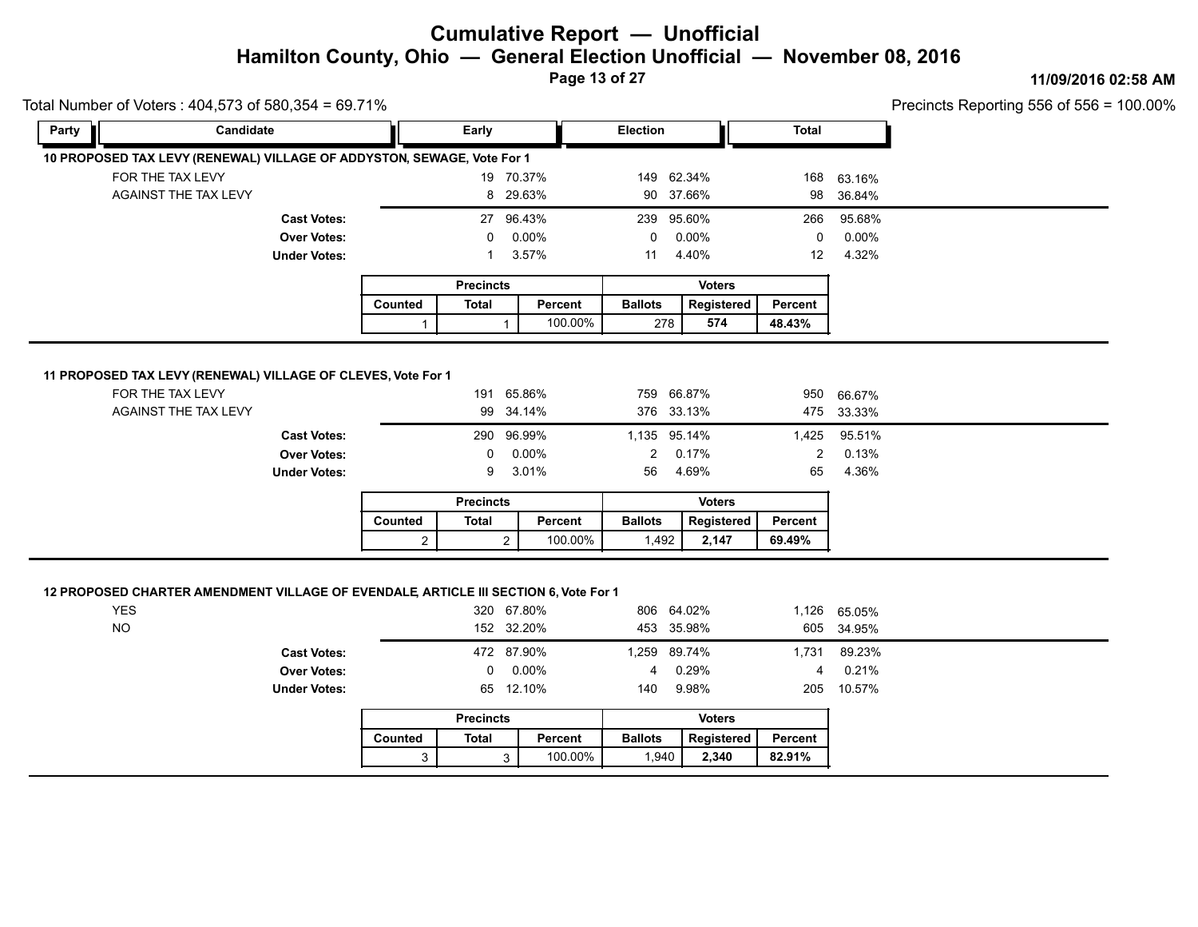# Cumulative Report — Unofficial

## Hamilton County, Ohio — General Election Unofficial — November 08, 2016

11/09/2016 02:58 AM

Total Number of Voters : 404,573 of 580,354 = 69.71%

Precincts Reporting 556 of 556 = 100.00%

| Party | Candidate | Early | | Election | | Total | |
|---|---|---|---|---|---|---|---|

### 10 PROPOSED TAX LEVY (RENEWAL) VILLAGE OF ADDYSTON, SEWAGE, Vote For 1

| Candidate | Early | Early % | Election | Election % | Total | Total % |
|---|---|---|---|---|---|---|
| FOR THE TAX LEVY | 19 | 70.37% | 149 | 62.34% | 168 | 63.16% |
| AGAINST THE TAX LEVY | 8 | 29.63% | 90 | 37.66% | 98 | 36.84% |
| **Cast Votes:** | 27 | 96.43% | 239 | 95.60% | 266 | 95.68% |
| **Over Votes:** | 0 | 0.00% | 0 | 0.00% | 0 | 0.00% |
| **Under Votes:** | 1 | 3.57% | 11 | 4.40% | 12 | 4.32% |

| Precincts | | | Voters | | |
|---|---|---|---|---|---|
| Counted | Total | Percent | Ballots | Registered | Percent |
| 1 | 1 | 100.00% | 278 | **574** | **48.43%** |

### 11 PROPOSED TAX LEVY (RENEWAL) VILLAGE OF CLEVES, Vote For 1

| Candidate | Early | Early % | Election | Election % | Total | Total % |
|---|---|---|---|---|---|---|
| FOR THE TAX LEVY | 191 | 65.86% | 759 | 66.87% | 950 | 66.67% |
| AGAINST THE TAX LEVY | 99 | 34.14% | 376 | 33.13% | 475 | 33.33% |
| **Cast Votes:** | 290 | 96.99% | 1,135 | 95.14% | 1,425 | 95.51% |
| **Over Votes:** | 0 | 0.00% | 2 | 0.17% | 2 | 0.13% |
| **Under Votes:** | 9 | 3.01% | 56 | 4.69% | 65 | 4.36% |

| Precincts | | | Voters | | |
|---|---|---|---|---|---|
| Counted | Total | Percent | Ballots | Registered | Percent |
| 2 | 2 | 100.00% | 1,492 | **2,147** | **69.49%** |

### 12 PROPOSED CHARTER AMENDMENT VILLAGE OF EVENDALE, ARTICLE III SECTION 6, Vote For 1

| Candidate | Early | Early % | Election | Election % | Total | Total % |
|---|---|---|---|---|---|---|
| YES | 320 | 67.80% | 806 | 64.02% | 1,126 | 65.05% |
| NO | 152 | 32.20% | 453 | 35.98% | 605 | 34.95% |
| **Cast Votes:** | 472 | 87.90% | 1,259 | 89.74% | 1,731 | 89.23% |
| **Over Votes:** | 0 | 0.00% | 4 | 0.29% | 4 | 0.21% |
| **Under Votes:** | 65 | 12.10% | 140 | 9.98% | 205 | 10.57% |

| Precincts | | | Voters | | |
|---|---|---|---|---|---|
| Counted | Total | Percent | Ballots | Registered | Percent |
| 3 | 3 | 100.00% | 1,940 | **2,340** | **82.91%** |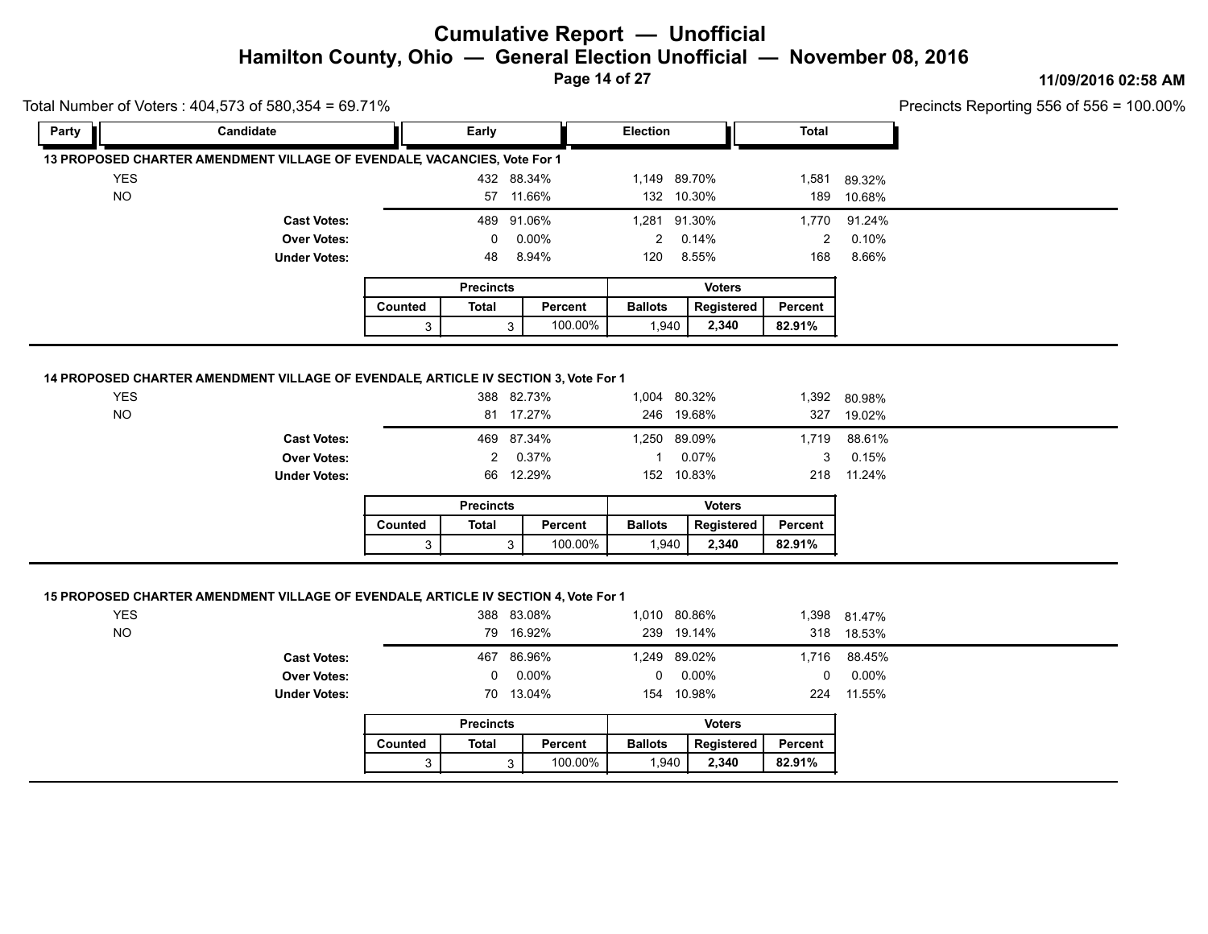# Cumulative Report — Unofficial

## Hamilton County, Ohio — General Election Unofficial — November 08, 2016

11/09/2016 02:58 AM

Total Number of Voters : 404,573 of 580,354 = 69.71%

Precincts Reporting 556 of 556 = 100.00%

| Party | Candidate | Early | | Election | | Total | |
|---|---|---|---|---|---|---|---|

### 13 PROPOSED CHARTER AMENDMENT VILLAGE OF EVENDALE, VACANCIES, Vote For 1

| | Candidate | Early | | Election | | Total | |
|---|---|---|---|---|---|---|---|
| | YES | 432 | 88.34% | 1,149 | 89.70% | 1,581 | 89.32% |
| | NO | 57 | 11.66% | 132 | 10.30% | 189 | 10.68% |
| | **Cast Votes:** | 489 | 91.06% | 1,281 | 91.30% | 1,770 | 91.24% |
| | **Over Votes:** | 0 | 0.00% | 2 | 0.14% | 2 | 0.10% |
| | **Under Votes:** | 48 | 8.94% | 120 | 8.55% | 168 | 8.66% |

| Precincts | | | Voters | | |
|---|---|---|---|---|---|
| Counted | Total | Percent | Ballots | Registered | Percent |
| 3 | 3 | 100.00% | 1,940 | **2,340** | **82.91%** |

### 14 PROPOSED CHARTER AMENDMENT VILLAGE OF EVENDALE, ARTICLE IV SECTION 3, Vote For 1

| | Candidate | Early | | Election | | Total | |
|---|---|---|---|---|---|---|---|
| | YES | 388 | 82.73% | 1,004 | 80.32% | 1,392 | 80.98% |
| | NO | 81 | 17.27% | 246 | 19.68% | 327 | 19.02% |
| | **Cast Votes:** | 469 | 87.34% | 1,250 | 89.09% | 1,719 | 88.61% |
| | **Over Votes:** | 2 | 0.37% | 1 | 0.07% | 3 | 0.15% |
| | **Under Votes:** | 66 | 12.29% | 152 | 10.83% | 218 | 11.24% |

| Precincts | | | Voters | | |
|---|---|---|---|---|---|
| Counted | Total | Percent | Ballots | Registered | Percent |
| 3 | 3 | 100.00% | 1,940 | **2,340** | **82.91%** |

### 15 PROPOSED CHARTER AMENDMENT VILLAGE OF EVENDALE, ARTICLE IV SECTION 4, Vote For 1

| | Candidate | Early | | Election | | Total | |
|---|---|---|---|---|---|---|---|
| | YES | 388 | 83.08% | 1,010 | 80.86% | 1,398 | 81.47% |
| | NO | 79 | 16.92% | 239 | 19.14% | 318 | 18.53% |
| | **Cast Votes:** | 467 | 86.96% | 1,249 | 89.02% | 1,716 | 88.45% |
| | **Over Votes:** | 0 | 0.00% | 0 | 0.00% | 0 | 0.00% |
| | **Under Votes:** | 70 | 13.04% | 154 | 10.98% | 224 | 11.55% |

| Precincts | | | Voters | | |
|---|---|---|---|---|---|
| Counted | Total | Percent | Ballots | Registered | Percent |
| 3 | 3 | 100.00% | 1,940 | **2,340** | **82.91%** |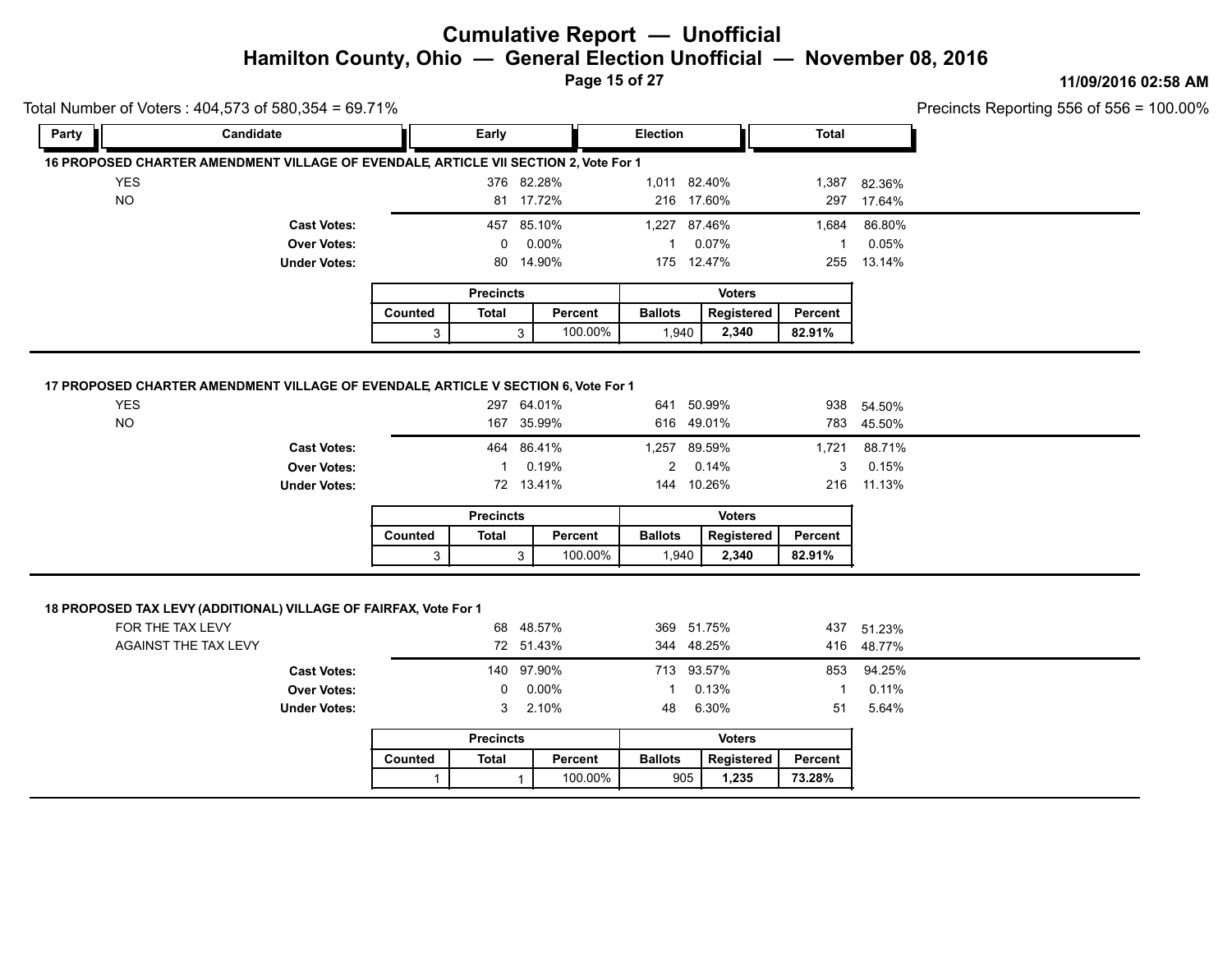# Cumulative Report — Unofficial

## Hamilton County, Ohio — General Election Unofficial — November 08, 2016

11/09/2016 02:58 AM

Total Number of Voters : 404,573 of 580,354 = 69.71%

Precincts Reporting 556 of 556 = 100.00%

### 16 PROPOSED CHARTER AMENDMENT VILLAGE OF EVENDALE, ARTICLE VII SECTION 2, Vote For 1

| Party | Candidate | Early | | Election | | Total | |
|---|---|---|---|---|---|---|---|
| | YES | 376 | 82.28% | 1,011 | 82.40% | 1,387 | 82.36% |
| | NO | 81 | 17.72% | 216 | 17.60% | 297 | 17.64% |
| | **Cast Votes:** | 457 | 85.10% | 1,227 | 87.46% | 1,684 | 86.80% |
| | **Over Votes:** | 0 | 0.00% | 1 | 0.07% | 1 | 0.05% |
| | **Under Votes:** | 80 | 14.90% | 175 | 12.47% | 255 | 13.14% |

| Precincts | | | Voters | | |
|---|---|---|---|---|---|
| Counted | Total | Percent | Ballots | Registered | Percent |
| 3 | 3 | 100.00% | 1,940 | **2,340** | **82.91%** |

### 17 PROPOSED CHARTER AMENDMENT VILLAGE OF EVENDALE, ARTICLE V SECTION 6, Vote For 1

| Party | Candidate | Early | | Election | | Total | |
|---|---|---|---|---|---|---|---|
| | YES | 297 | 64.01% | 641 | 50.99% | 938 | 54.50% |
| | NO | 167 | 35.99% | 616 | 49.01% | 783 | 45.50% |
| | **Cast Votes:** | 464 | 86.41% | 1,257 | 89.59% | 1,721 | 88.71% |
| | **Over Votes:** | 1 | 0.19% | 2 | 0.14% | 3 | 0.15% |
| | **Under Votes:** | 72 | 13.41% | 144 | 10.26% | 216 | 11.13% |

| Precincts | | | Voters | | |
|---|---|---|---|---|---|
| Counted | Total | Percent | Ballots | Registered | Percent |
| 3 | 3 | 100.00% | 1,940 | **2,340** | **82.91%** |

### 18 PROPOSED TAX LEVY (ADDITIONAL) VILLAGE OF FAIRFAX, Vote For 1

| Party | Candidate | Early | | Election | | Total | |
|---|---|---|---|---|---|---|---|
| | FOR THE TAX LEVY | 68 | 48.57% | 369 | 51.75% | 437 | 51.23% |
| | AGAINST THE TAX LEVY | 72 | 51.43% | 344 | 48.25% | 416 | 48.77% |
| | **Cast Votes:** | 140 | 97.90% | 713 | 93.57% | 853 | 94.25% |
| | **Over Votes:** | 0 | 0.00% | 1 | 0.13% | 1 | 0.11% |
| | **Under Votes:** | 3 | 2.10% | 48 | 6.30% | 51 | 5.64% |

| Precincts | | | Voters | | |
|---|---|---|---|---|---|
| Counted | Total | Percent | Ballots | Registered | Percent |
| 1 | 1 | 100.00% | 905 | **1,235** | **73.28%** |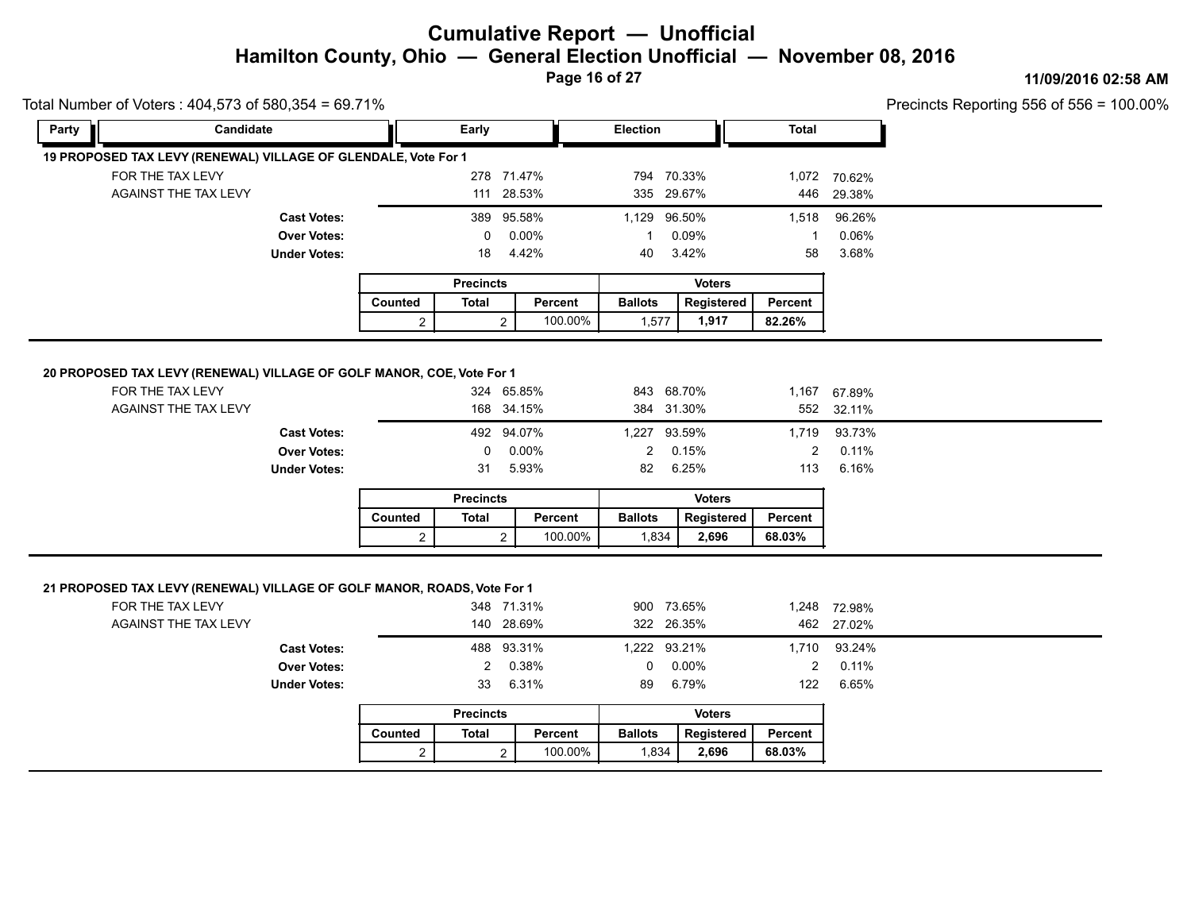# Cumulative Report — Unofficial

## Hamilton County, Ohio — General Election Unofficial — November 08, 2016

11/09/2016 02:58 AM

Total Number of Voters : 404,573 of 580,354 = 69.71%

Precincts Reporting 556 of 556 = 100.00%

### 19 PROPOSED TAX LEVY (RENEWAL) VILLAGE OF GLENDALE, Vote For 1

| Party | Candidate | Early | | Election | | Total | |
|---|---|---|---|---|---|---|---|
| | FOR THE TAX LEVY | 278 | 71.47% | 794 | 70.33% | 1,072 | 70.62% |
| | AGAINST THE TAX LEVY | 111 | 28.53% | 335 | 29.67% | 446 | 29.38% |
| | **Cast Votes:** | 389 | 95.58% | 1,129 | 96.50% | 1,518 | 96.26% |
| | **Over Votes:** | 0 | 0.00% | 1 | 0.09% | 1 | 0.06% |
| | **Under Votes:** | 18 | 4.42% | 40 | 3.42% | 58 | 3.68% |

| Precincts | | | Voters | | |
|---|---|---|---|---|---|
| Counted | Total | Percent | Ballots | Registered | Percent |
| 2 | 2 | 100.00% | 1,577 | **1,917** | **82.26%** |

### 20 PROPOSED TAX LEVY (RENEWAL) VILLAGE OF GOLF MANOR, COE, Vote For 1

| Party | Candidate | Early | | Election | | Total | |
|---|---|---|---|---|---|---|---|
| | FOR THE TAX LEVY | 324 | 65.85% | 843 | 68.70% | 1,167 | 67.89% |
| | AGAINST THE TAX LEVY | 168 | 34.15% | 384 | 31.30% | 552 | 32.11% |
| | **Cast Votes:** | 492 | 94.07% | 1,227 | 93.59% | 1,719 | 93.73% |
| | **Over Votes:** | 0 | 0.00% | 2 | 0.15% | 2 | 0.11% |
| | **Under Votes:** | 31 | 5.93% | 82 | 6.25% | 113 | 6.16% |

| Precincts | | | Voters | | |
|---|---|---|---|---|---|
| Counted | Total | Percent | Ballots | Registered | Percent |
| 2 | 2 | 100.00% | 1,834 | **2,696** | **68.03%** |

### 21 PROPOSED TAX LEVY (RENEWAL) VILLAGE OF GOLF MANOR, ROADS, Vote For 1

| Party | Candidate | Early | | Election | | Total | |
|---|---|---|---|---|---|---|---|
| | FOR THE TAX LEVY | 348 | 71.31% | 900 | 73.65% | 1,248 | 72.98% |
| | AGAINST THE TAX LEVY | 140 | 28.69% | 322 | 26.35% | 462 | 27.02% |
| | **Cast Votes:** | 488 | 93.31% | 1,222 | 93.21% | 1,710 | 93.24% |
| | **Over Votes:** | 2 | 0.38% | 0 | 0.00% | 2 | 0.11% |
| | **Under Votes:** | 33 | 6.31% | 89 | 6.79% | 122 | 6.65% |

| Precincts | | | Voters | | |
|---|---|---|---|---|---|
| Counted | Total | Percent | Ballots | Registered | Percent |
| 2 | 2 | 100.00% | 1,834 | **2,696** | **68.03%** |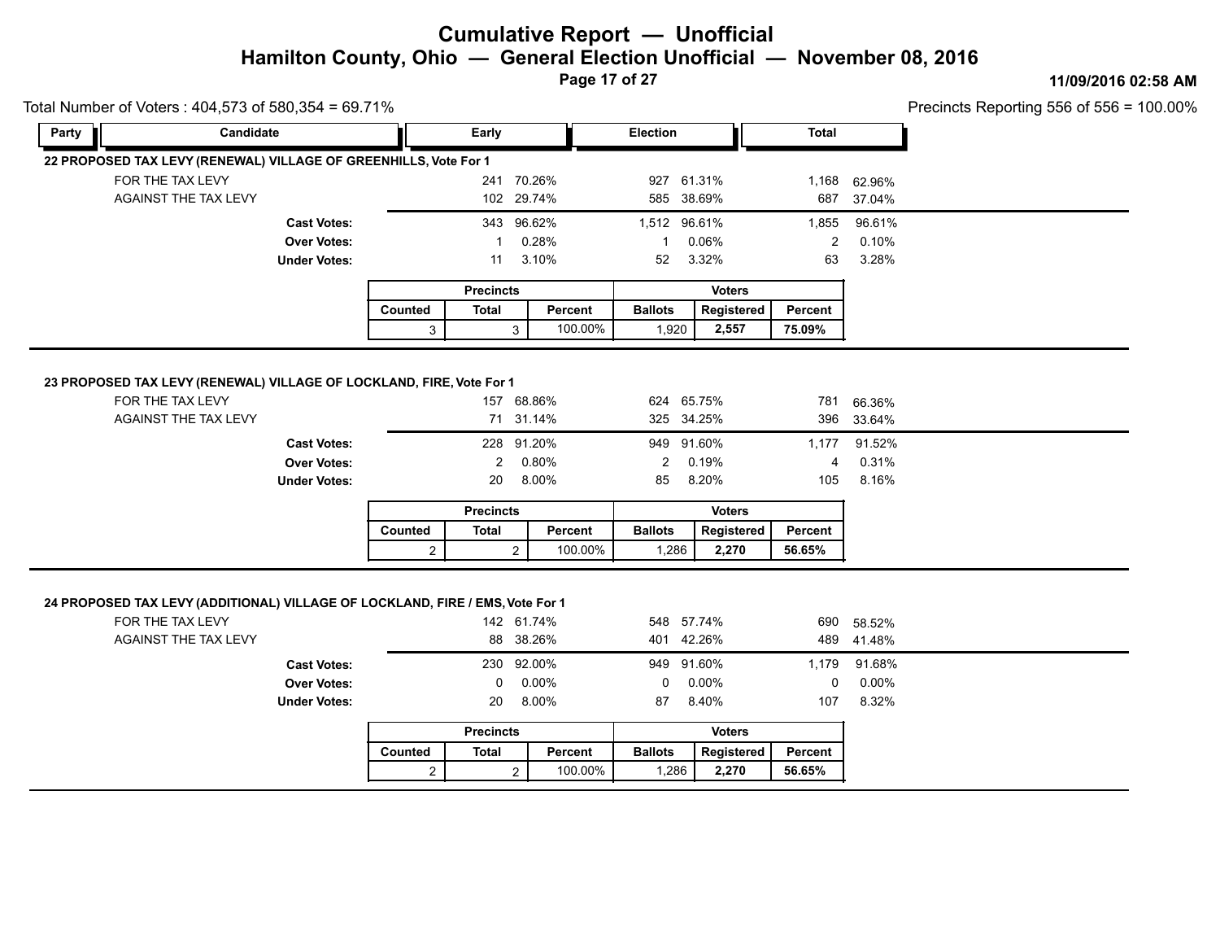# Cumulative Report — Unofficial

## Hamilton County, Ohio — General Election Unofficial — November 08, 2016

11/09/2016 02:58 AM

Total Number of Voters : 404,573 of 580,354 = 69.71%

Precincts Reporting 556 of 556 = 100.00%

| Party | Candidate | Early | | Election | | Total | |
|---|---|---|---|---|---|---|---|

### 22 PROPOSED TAX LEVY (RENEWAL) VILLAGE OF GREENHILLS, Vote For 1

| Candidate | Early | | Election | | Total | |
|---|---|---|---|---|---|---|
| FOR THE TAX LEVY | 241 | 70.26% | 927 | 61.31% | 1,168 | 62.96% |
| AGAINST THE TAX LEVY | 102 | 29.74% | 585 | 38.69% | 687 | 37.04% |
| **Cast Votes:** | 343 | 96.62% | 1,512 | 96.61% | 1,855 | 96.61% |
| **Over Votes:** | 1 | 0.28% | 1 | 0.06% | 2 | 0.10% |
| **Under Votes:** | 11 | 3.10% | 52 | 3.32% | 63 | 3.28% |

| Precincts | | | Voters | | |
|---|---|---|---|---|---|
| Counted | Total | Percent | Ballots | Registered | Percent |
| 3 | 3 | 100.00% | 1,920 | **2,557** | **75.09%** |

### 23 PROPOSED TAX LEVY (RENEWAL) VILLAGE OF LOCKLAND, FIRE, Vote For 1

| Candidate | Early | | Election | | Total | |
|---|---|---|---|---|---|---|
| FOR THE TAX LEVY | 157 | 68.86% | 624 | 65.75% | 781 | 66.36% |
| AGAINST THE TAX LEVY | 71 | 31.14% | 325 | 34.25% | 396 | 33.64% |
| **Cast Votes:** | 228 | 91.20% | 949 | 91.60% | 1,177 | 91.52% |
| **Over Votes:** | 2 | 0.80% | 2 | 0.19% | 4 | 0.31% |
| **Under Votes:** | 20 | 8.00% | 85 | 8.20% | 105 | 8.16% |

| Precincts | | | Voters | | |
|---|---|---|---|---|---|
| Counted | Total | Percent | Ballots | Registered | Percent |
| 2 | 2 | 100.00% | 1,286 | **2,270** | **56.65%** |

### 24 PROPOSED TAX LEVY (ADDITIONAL) VILLAGE OF LOCKLAND, FIRE / EMS, Vote For 1

| Candidate | Early | | Election | | Total | |
|---|---|---|---|---|---|---|
| FOR THE TAX LEVY | 142 | 61.74% | 548 | 57.74% | 690 | 58.52% |
| AGAINST THE TAX LEVY | 88 | 38.26% | 401 | 42.26% | 489 | 41.48% |
| **Cast Votes:** | 230 | 92.00% | 949 | 91.60% | 1,179 | 91.68% |
| **Over Votes:** | 0 | 0.00% | 0 | 0.00% | 0 | 0.00% |
| **Under Votes:** | 20 | 8.00% | 87 | 8.40% | 107 | 8.32% |

| Precincts | | | Voters | | |
|---|---|---|---|---|---|
| Counted | Total | Percent | Ballots | Registered | Percent |
| 2 | 2 | 100.00% | 1,286 | **2,270** | **56.65%** |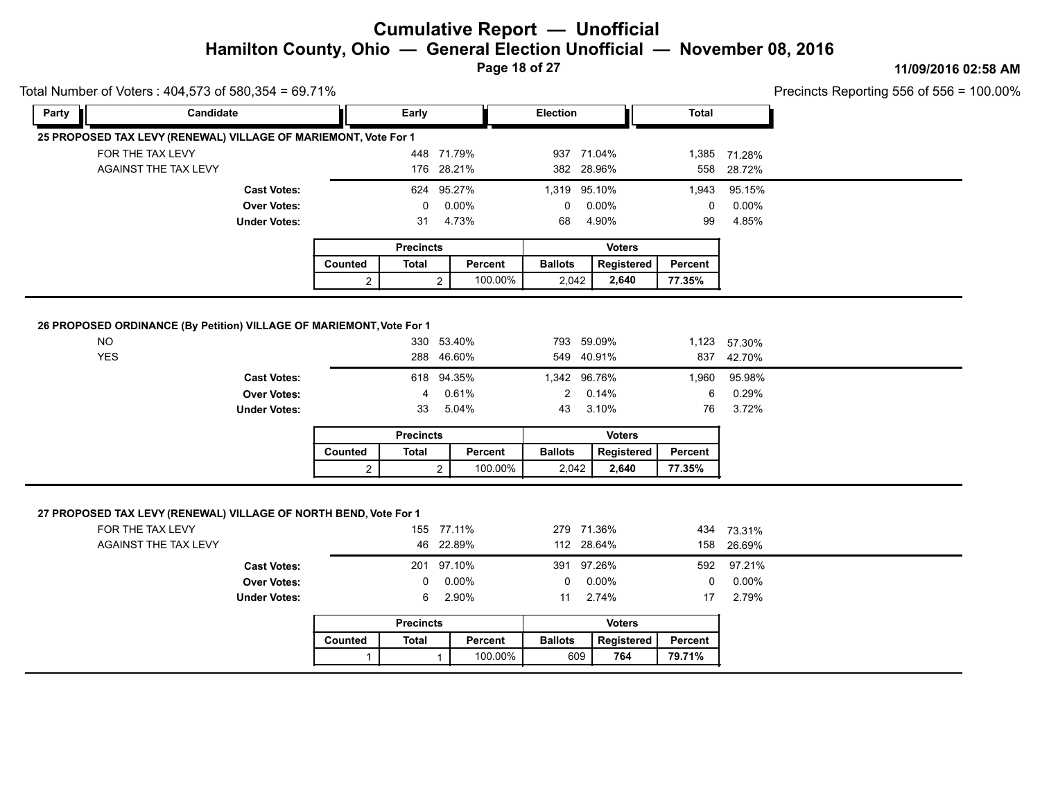# Cumulative Report — Unofficial

## Hamilton County, Ohio — General Election Unofficial — November 08, 2016

11/09/2016 02:58 AM

Total Number of Voters : 404,573 of 580,354 = 69.71%

Precincts Reporting 556 of 556 = 100.00%

### 25 PROPOSED TAX LEVY (RENEWAL) VILLAGE OF MARIEMONT, Vote For 1

| Party | Candidate | Early | | Election | | Total | |
|---|---|---|---|---|---|---|---|
| | FOR THE TAX LEVY | 448 | 71.79% | 937 | 71.04% | 1,385 | 71.28% |
| | AGAINST THE TAX LEVY | 176 | 28.21% | 382 | 28.96% | 558 | 28.72% |
| | **Cast Votes:** | 624 | 95.27% | 1,319 | 95.10% | 1,943 | 95.15% |
| | **Over Votes:** | 0 | 0.00% | 0 | 0.00% | 0 | 0.00% |
| | **Under Votes:** | 31 | 4.73% | 68 | 4.90% | 99 | 4.85% |

| Precincts | | | Voters | | |
|---|---|---|---|---|---|
| Counted | Total | Percent | Ballots | Registered | Percent |
| 2 | 2 | 100.00% | 2,042 | **2,640** | **77.35%** |

### 26 PROPOSED ORDINANCE (By Petition) VILLAGE OF MARIEMONT, Vote For 1

| Party | Candidate | Early | | Election | | Total | |
|---|---|---|---|---|---|---|---|
| | NO | 330 | 53.40% | 793 | 59.09% | 1,123 | 57.30% |
| | YES | 288 | 46.60% | 549 | 40.91% | 837 | 42.70% |
| | **Cast Votes:** | 618 | 94.35% | 1,342 | 96.76% | 1,960 | 95.98% |
| | **Over Votes:** | 4 | 0.61% | 2 | 0.14% | 6 | 0.29% |
| | **Under Votes:** | 33 | 5.04% | 43 | 3.10% | 76 | 3.72% |

| Precincts | | | Voters | | |
|---|---|---|---|---|---|
| Counted | Total | Percent | Ballots | Registered | Percent |
| 2 | 2 | 100.00% | 2,042 | **2,640** | **77.35%** |

### 27 PROPOSED TAX LEVY (RENEWAL) VILLAGE OF NORTH BEND, Vote For 1

| Party | Candidate | Early | | Election | | Total | |
|---|---|---|---|---|---|---|---|
| | FOR THE TAX LEVY | 155 | 77.11% | 279 | 71.36% | 434 | 73.31% |
| | AGAINST THE TAX LEVY | 46 | 22.89% | 112 | 28.64% | 158 | 26.69% |
| | **Cast Votes:** | 201 | 97.10% | 391 | 97.26% | 592 | 97.21% |
| | **Over Votes:** | 0 | 0.00% | 0 | 0.00% | 0 | 0.00% |
| | **Under Votes:** | 6 | 2.90% | 11 | 2.74% | 17 | 2.79% |

| Precincts | | | Voters | | |
|---|---|---|---|---|---|
| Counted | Total | Percent | Ballots | Registered | Percent |
| 1 | 1 | 100.00% | 609 | **764** | **79.71%** |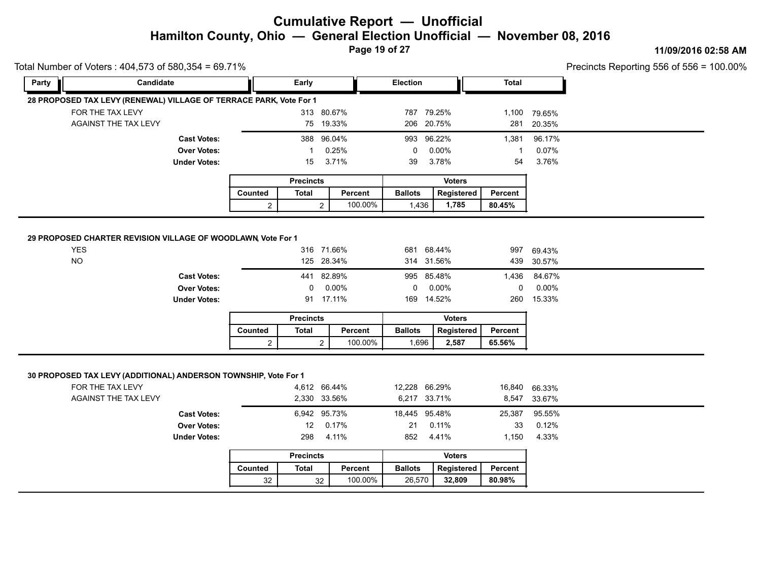# Cumulative Report — Unofficial

## Hamilton County, Ohio — General Election Unofficial — November 08, 2016

11/09/2016 02:58 AM

Total Number of Voters : 404,573 of 580,354 = 69.71%

Precincts Reporting 556 of 556 = 100.00%

### 28 PROPOSED TAX LEVY (RENEWAL) VILLAGE OF TERRACE PARK, Vote For 1

| Party | Candidate | Early | | Election | | Total | |
|---|---|---|---|---|---|---|---|
| | FOR THE TAX LEVY | 313 | 80.67% | 787 | 79.25% | 1,100 | 79.65% |
| | AGAINST THE TAX LEVY | 75 | 19.33% | 206 | 20.75% | 281 | 20.35% |
| | **Cast Votes:** | 388 | 96.04% | 993 | 96.22% | 1,381 | 96.17% |
| | **Over Votes:** | 1 | 0.25% | 0 | 0.00% | 1 | 0.07% |
| | **Under Votes:** | 15 | 3.71% | 39 | 3.78% | 54 | 3.76% |

| Precincts | | | Voters | | |
|---|---|---|---|---|---|
| Counted | Total | Percent | Ballots | Registered | Percent |
| 2 | 2 | 100.00% | 1,436 | **1,785** | **80.45%** |

### 29 PROPOSED CHARTER REVISION VILLAGE OF WOODLAWN, Vote For 1

| Party | Candidate | Early | | Election | | Total | |
|---|---|---|---|---|---|---|---|
| | YES | 316 | 71.66% | 681 | 68.44% | 997 | 69.43% |
| | NO | 125 | 28.34% | 314 | 31.56% | 439 | 30.57% |
| | **Cast Votes:** | 441 | 82.89% | 995 | 85.48% | 1,436 | 84.67% |
| | **Over Votes:** | 0 | 0.00% | 0 | 0.00% | 0 | 0.00% |
| | **Under Votes:** | 91 | 17.11% | 169 | 14.52% | 260 | 15.33% |

| Precincts | | | Voters | | |
|---|---|---|---|---|---|
| Counted | Total | Percent | Ballots | Registered | Percent |
| 2 | 2 | 100.00% | 1,696 | **2,587** | **65.56%** |

### 30 PROPOSED TAX LEVY (ADDITIONAL) ANDERSON TOWNSHIP, Vote For 1

| Party | Candidate | Early | | Election | | Total | |
|---|---|---|---|---|---|---|---|
| | FOR THE TAX LEVY | 4,612 | 66.44% | 12,228 | 66.29% | 16,840 | 66.33% |
| | AGAINST THE TAX LEVY | 2,330 | 33.56% | 6,217 | 33.71% | 8,547 | 33.67% |
| | **Cast Votes:** | 6,942 | 95.73% | 18,445 | 95.48% | 25,387 | 95.55% |
| | **Over Votes:** | 12 | 0.17% | 21 | 0.11% | 33 | 0.12% |
| | **Under Votes:** | 298 | 4.11% | 852 | 4.41% | 1,150 | 4.33% |

| Precincts | | | Voters | | |
|---|---|---|---|---|---|
| Counted | Total | Percent | Ballots | Registered | Percent |
| 32 | 32 | 100.00% | 26,570 | **32,809** | **80.98%** |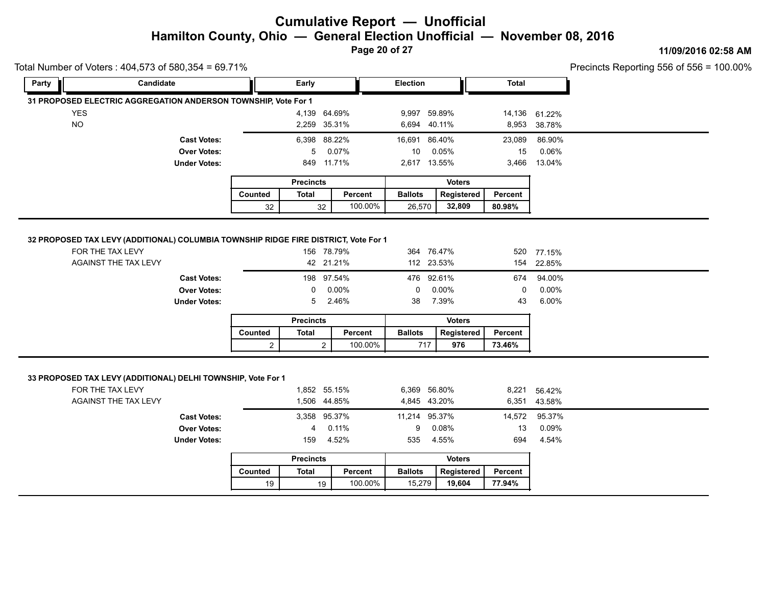# Cumulative Report — Unofficial

## Hamilton County, Ohio — General Election Unofficial — November 08, 2016

Total Number of Voters : 404,573 of 580,354 = 69.71%

Precincts Reporting 556 of 556 = 100.00%

### 31 PROPOSED ELECTRIC AGGREGATION ANDERSON TOWNSHIP, Vote For 1

| Party | Candidate | Early | | Election | | Total | |
|---|---|---|---|---|---|---|---|
| | YES | 4,139 | 64.69% | 9,997 | 59.89% | 14,136 | 61.22% |
| | NO | 2,259 | 35.31% | 6,694 | 40.11% | 8,953 | 38.78% |
| | **Cast Votes:** | 6,398 | 88.22% | 16,691 | 86.40% | 23,089 | 86.90% |
| | **Over Votes:** | 5 | 0.07% | 10 | 0.05% | 15 | 0.06% |
| | **Under Votes:** | 849 | 11.71% | 2,617 | 13.55% | 3,466 | 13.04% |

| Precincts | | | Voters | | |
|---|---|---|---|---|---|
| Counted | Total | Percent | Ballots | Registered | Percent |
| 32 | 32 | 100.00% | 26,570 | **32,809** | **80.98%** |

### 32 PROPOSED TAX LEVY (ADDITIONAL) COLUMBIA TOWNSHIP RIDGE FIRE DISTRICT, Vote For 1

| Party | Candidate | Early | | Election | | Total | |
|---|---|---|---|---|---|---|---|
| | FOR THE TAX LEVY | 156 | 78.79% | 364 | 76.47% | 520 | 77.15% |
| | AGAINST THE TAX LEVY | 42 | 21.21% | 112 | 23.53% | 154 | 22.85% |
| | **Cast Votes:** | 198 | 97.54% | 476 | 92.61% | 674 | 94.00% |
| | **Over Votes:** | 0 | 0.00% | 0 | 0.00% | 0 | 0.00% |
| | **Under Votes:** | 5 | 2.46% | 38 | 7.39% | 43 | 6.00% |

| Precincts | | | Voters | | |
|---|---|---|---|---|---|
| Counted | Total | Percent | Ballots | Registered | Percent |
| 2 | 2 | 100.00% | 717 | **976** | **73.46%** |

### 33 PROPOSED TAX LEVY (ADDITIONAL) DELHI TOWNSHIP, Vote For 1

| Party | Candidate | Early | | Election | | Total | |
|---|---|---|---|---|---|---|---|
| | FOR THE TAX LEVY | 1,852 | 55.15% | 6,369 | 56.80% | 8,221 | 56.42% |
| | AGAINST THE TAX LEVY | 1,506 | 44.85% | 4,845 | 43.20% | 6,351 | 43.58% |
| | **Cast Votes:** | 3,358 | 95.37% | 11,214 | 95.37% | 14,572 | 95.37% |
| | **Over Votes:** | 4 | 0.11% | 9 | 0.08% | 13 | 0.09% |
| | **Under Votes:** | 159 | 4.52% | 535 | 4.55% | 694 | 4.54% |

| Precincts | | | Voters | | |
|---|---|---|---|---|---|
| Counted | Total | Percent | Ballots | Registered | Percent |
| 19 | 19 | 100.00% | 15,279 | **19,604** | **77.94%** |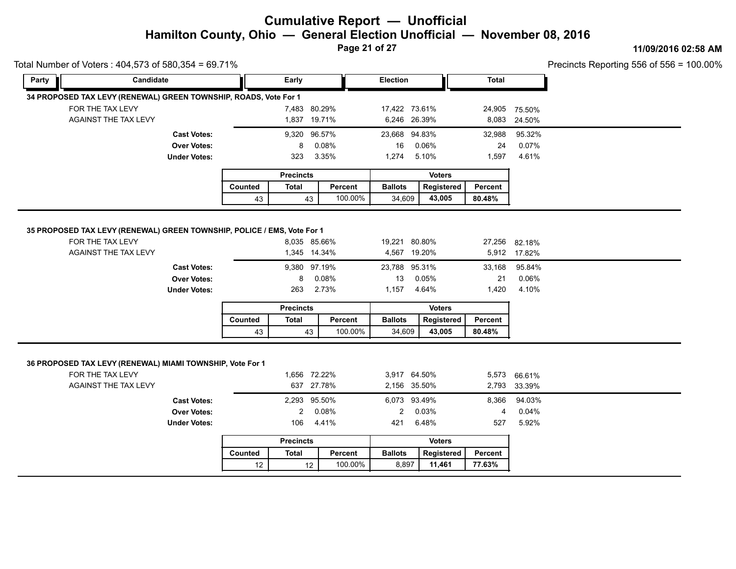# Cumulative Report — Unofficial

## Hamilton County, Ohio — General Election Unofficial — November 08, 2016

11/09/2016 02:58 AM

Total Number of Voters : 404,573 of 580,354 = 69.71%

Precincts Reporting 556 of 556 = 100.00%

### 34 PROPOSED TAX LEVY (RENEWAL) GREEN TOWNSHIP, ROADS, Vote For 1

| Party | Candidate | Early | | Election | | Total | |
|---|---|---|---|---|---|---|---|
| | FOR THE TAX LEVY | 7,483 | 80.29% | 17,422 | 73.61% | 24,905 | 75.50% |
| | AGAINST THE TAX LEVY | 1,837 | 19.71% | 6,246 | 26.39% | 8,083 | 24.50% |
| | **Cast Votes:** | 9,320 | 96.57% | 23,668 | 94.83% | 32,988 | 95.32% |
| | **Over Votes:** | 8 | 0.08% | 16 | 0.06% | 24 | 0.07% |
| | **Under Votes:** | 323 | 3.35% | 1,274 | 5.10% | 1,597 | 4.61% |

| Precincts | | | Voters | | |
|---|---|---|---|---|---|
| Counted | Total | Percent | Ballots | Registered | Percent |
| 43 | 43 | 100.00% | 34,609 | **43,005** | **80.48%** |

### 35 PROPOSED TAX LEVY (RENEWAL) GREEN TOWNSHIP, POLICE / EMS, Vote For 1

| Party | Candidate | Early | | Election | | Total | |
|---|---|---|---|---|---|---|---|
| | FOR THE TAX LEVY | 8,035 | 85.66% | 19,221 | 80.80% | 27,256 | 82.18% |
| | AGAINST THE TAX LEVY | 1,345 | 14.34% | 4,567 | 19.20% | 5,912 | 17.82% |
| | **Cast Votes:** | 9,380 | 97.19% | 23,788 | 95.31% | 33,168 | 95.84% |
| | **Over Votes:** | 8 | 0.08% | 13 | 0.05% | 21 | 0.06% |
| | **Under Votes:** | 263 | 2.73% | 1,157 | 4.64% | 1,420 | 4.10% |

| Precincts | | | Voters | | |
|---|---|---|---|---|---|
| Counted | Total | Percent | Ballots | Registered | Percent |
| 43 | 43 | 100.00% | 34,609 | **43,005** | **80.48%** |

### 36 PROPOSED TAX LEVY (RENEWAL) MIAMI TOWNSHIP, Vote For 1

| Party | Candidate | Early | | Election | | Total | |
|---|---|---|---|---|---|---|---|
| | FOR THE TAX LEVY | 1,656 | 72.22% | 3,917 | 64.50% | 5,573 | 66.61% |
| | AGAINST THE TAX LEVY | 637 | 27.78% | 2,156 | 35.50% | 2,793 | 33.39% |
| | **Cast Votes:** | 2,293 | 95.50% | 6,073 | 93.49% | 8,366 | 94.03% |
| | **Over Votes:** | 2 | 0.08% | 2 | 0.03% | 4 | 0.04% |
| | **Under Votes:** | 106 | 4.41% | 421 | 6.48% | 527 | 5.92% |

| Precincts | | | Voters | | |
|---|---|---|---|---|---|
| Counted | Total | Percent | Ballots | Registered | Percent |
| 12 | 12 | 100.00% | 8,897 | **11,461** | **77.63%** |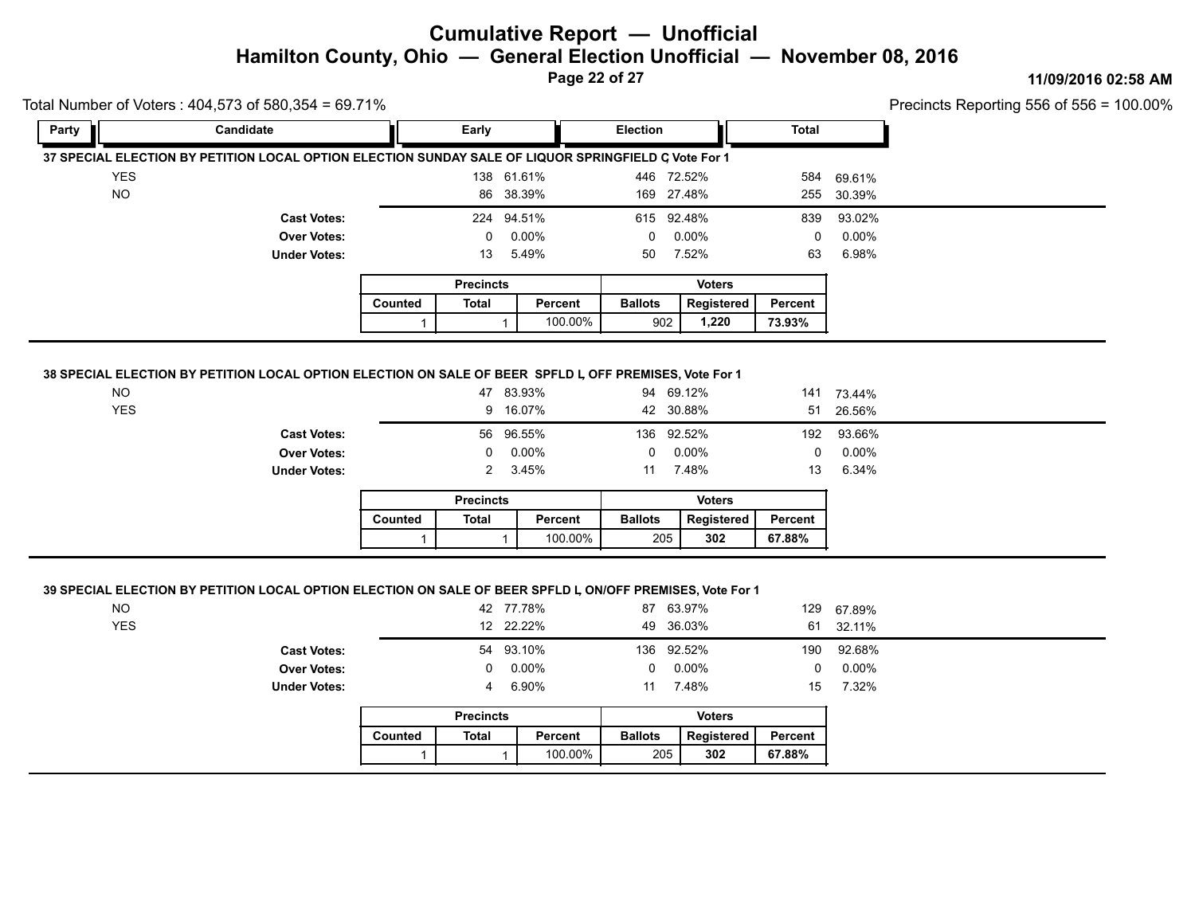# Cumulative Report — Unofficial

## Hamilton County, Ohio — General Election Unofficial — November 08, 2016

11/09/2016 02:58 AM

Total Number of Voters : 404,573 of 580,354 = 69.71%

Precincts Reporting 556 of 556 = 100.00%

### 37 SPECIAL ELECTION BY PETITION LOCAL OPTION ELECTION SUNDAY SALE OF LIQUOR SPRINGFIELD C, Vote For 1

| Party | Candidate | Early | | Election | | Total | |
|---|---|---|---|---|---|---|---|
| | YES | 138 | 61.61% | 446 | 72.52% | 584 | 69.61% |
| | NO | 86 | 38.39% | 169 | 27.48% | 255 | 30.39% |
| | **Cast Votes:** | 224 | 94.51% | 615 | 92.48% | 839 | 93.02% |
| | **Over Votes:** | 0 | 0.00% | 0 | 0.00% | 0 | 0.00% |
| | **Under Votes:** | 13 | 5.49% | 50 | 7.52% | 63 | 6.98% |

| Precincts | | | Voters | | |
|---|---|---|---|---|---|
| Counted | Total | Percent | Ballots | Registered | Percent |
| 1 | 1 | 100.00% | 902 | **1,220** | **73.93%** |

### 38 SPECIAL ELECTION BY PETITION LOCAL OPTION ELECTION ON SALE OF BEER SPFLD I, OFF PREMISES, Vote For 1

| Party | Candidate | Early | | Election | | Total | |
|---|---|---|---|---|---|---|---|
| | NO | 47 | 83.93% | 94 | 69.12% | 141 | 73.44% |
| | YES | 9 | 16.07% | 42 | 30.88% | 51 | 26.56% |
| | **Cast Votes:** | 56 | 96.55% | 136 | 92.52% | 192 | 93.66% |
| | **Over Votes:** | 0 | 0.00% | 0 | 0.00% | 0 | 0.00% |
| | **Under Votes:** | 2 | 3.45% | 11 | 7.48% | 13 | 6.34% |

| Precincts | | | Voters | | |
|---|---|---|---|---|---|
| Counted | Total | Percent | Ballots | Registered | Percent |
| 1 | 1 | 100.00% | 205 | **302** | **67.88%** |

### 39 SPECIAL ELECTION BY PETITION LOCAL OPTION ELECTION ON SALE OF BEER SPFLD I, ON/OFF PREMISES, Vote For 1

| Party | Candidate | Early | | Election | | Total | |
|---|---|---|---|---|---|---|---|
| | NO | 42 | 77.78% | 87 | 63.97% | 129 | 67.89% |
| | YES | 12 | 22.22% | 49 | 36.03% | 61 | 32.11% |
| | **Cast Votes:** | 54 | 93.10% | 136 | 92.52% | 190 | 92.68% |
| | **Over Votes:** | 0 | 0.00% | 0 | 0.00% | 0 | 0.00% |
| | **Under Votes:** | 4 | 6.90% | 11 | 7.48% | 15 | 7.32% |

| Precincts | | | Voters | | |
|---|---|---|---|---|---|
| Counted | Total | Percent | Ballots | Registered | Percent |
| 1 | 1 | 100.00% | 205 | **302** | **67.88%** |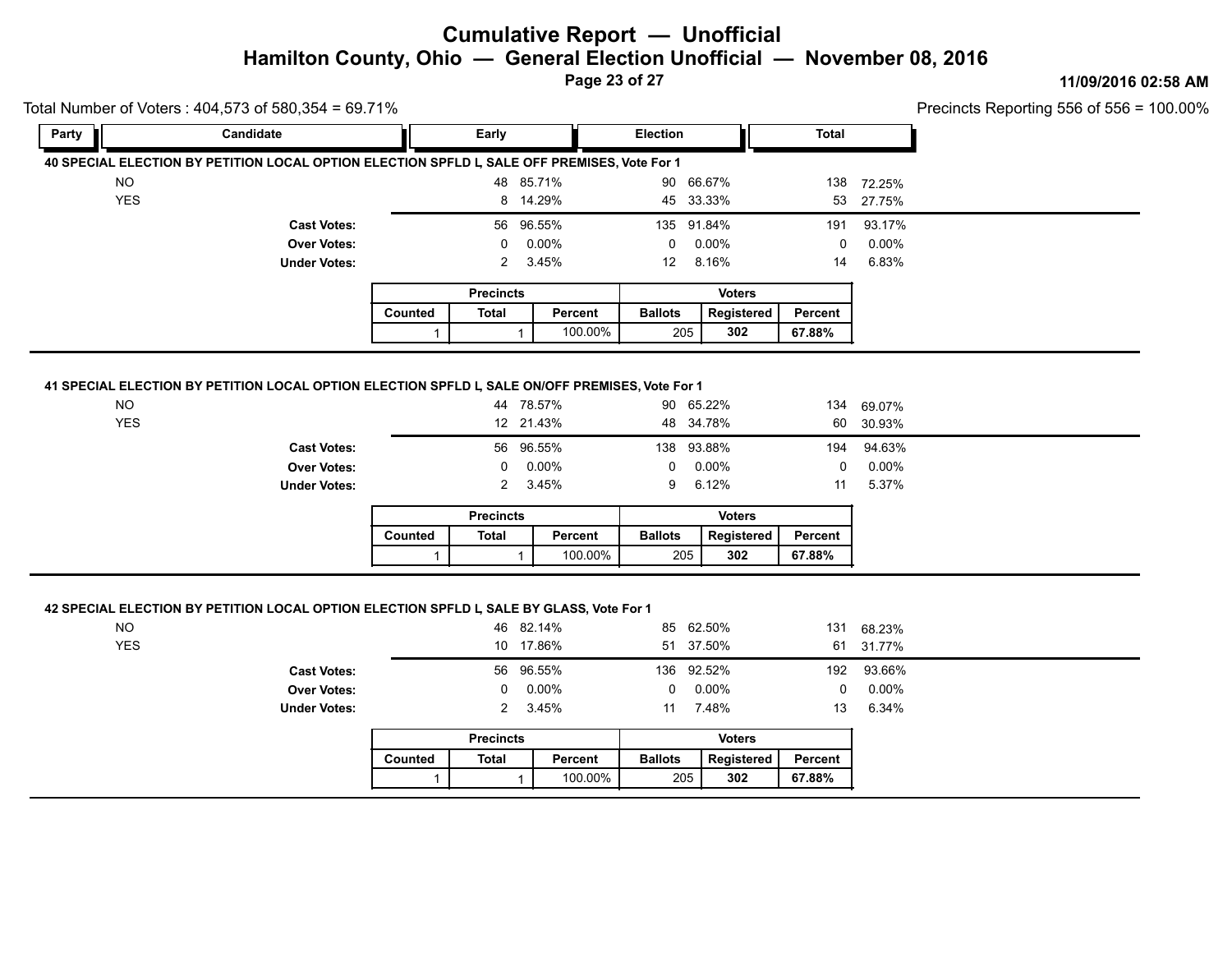# Cumulative Report — Unofficial

## Hamilton County, Ohio — General Election Unofficial — November 08, 2016

11/09/2016 02:58 AM

Total Number of Voters : 404,573 of 580,354 = 69.71%

Precincts Reporting 556 of 556 = 100.00%

| Party | Candidate | Early | | Election | | Total | |
|---|---|---|---|---|---|---|---|

### 40 SPECIAL ELECTION BY PETITION LOCAL OPTION ELECTION SPFLD L, SALE OFF PREMISES, Vote For 1

| | Early | | Election | | Total | |
|---|---|---|---|---|---|---|
| NO | 48 | 85.71% | 90 | 66.67% | 138 | 72.25% |
| YES | 8 | 14.29% | 45 | 33.33% | 53 | 27.75% |
| **Cast Votes:** | 56 | 96.55% | 135 | 91.84% | 191 | 93.17% |
| **Over Votes:** | 0 | 0.00% | 0 | 0.00% | 0 | 0.00% |
| **Under Votes:** | 2 | 3.45% | 12 | 8.16% | 14 | 6.83% |

| Precincts | | | Voters | | |
|---|---|---|---|---|---|
| Counted | Total | Percent | Ballots | Registered | Percent |
| 1 | 1 | 100.00% | 205 | **302** | **67.88%** |

### 41 SPECIAL ELECTION BY PETITION LOCAL OPTION ELECTION SPFLD L, SALE ON/OFF PREMISES, Vote For 1

| | Early | | Election | | Total | |
|---|---|---|---|---|---|---|
| NO | 44 | 78.57% | 90 | 65.22% | 134 | 69.07% |
| YES | 12 | 21.43% | 48 | 34.78% | 60 | 30.93% |
| **Cast Votes:** | 56 | 96.55% | 138 | 93.88% | 194 | 94.63% |
| **Over Votes:** | 0 | 0.00% | 0 | 0.00% | 0 | 0.00% |
| **Under Votes:** | 2 | 3.45% | 9 | 6.12% | 11 | 5.37% |

| Precincts | | | Voters | | |
|---|---|---|---|---|---|
| Counted | Total | Percent | Ballots | Registered | Percent |
| 1 | 1 | 100.00% | 205 | **302** | **67.88%** |

### 42 SPECIAL ELECTION BY PETITION LOCAL OPTION ELECTION SPFLD L, SALE BY GLASS, Vote For 1

| | Early | | Election | | Total | |
|---|---|---|---|---|---|---|
| NO | 46 | 82.14% | 85 | 62.50% | 131 | 68.23% |
| YES | 10 | 17.86% | 51 | 37.50% | 61 | 31.77% |
| **Cast Votes:** | 56 | 96.55% | 136 | 92.52% | 192 | 93.66% |
| **Over Votes:** | 0 | 0.00% | 0 | 0.00% | 0 | 0.00% |
| **Under Votes:** | 2 | 3.45% | 11 | 7.48% | 13 | 6.34% |

| Precincts | | | Voters | | |
|---|---|---|---|---|---|
| Counted | Total | Percent | Ballots | Registered | Percent |
| 1 | 1 | 100.00% | 205 | **302** | **67.88%** |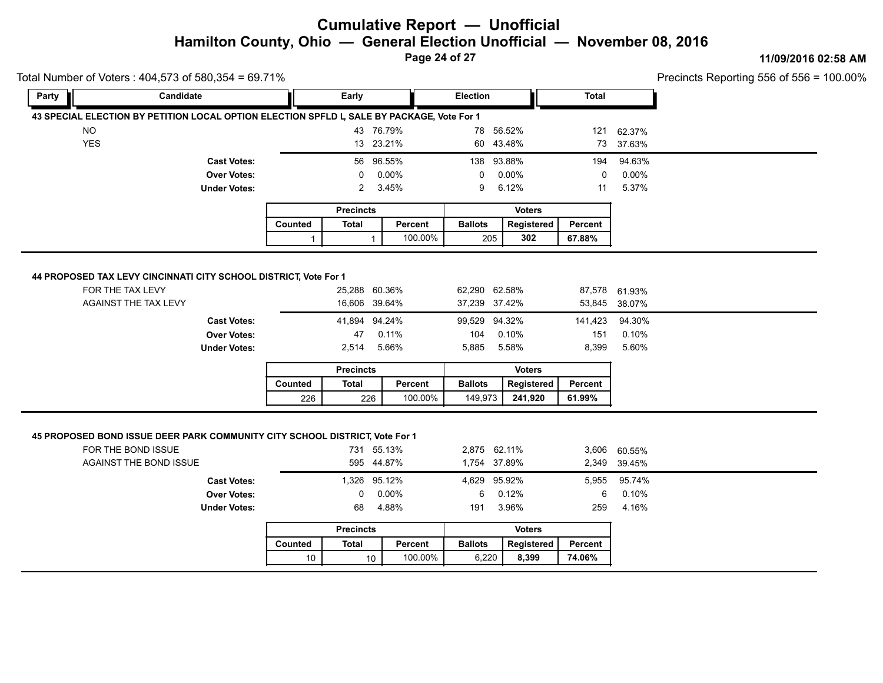# Cumulative Report — Unofficial

## Hamilton County, Ohio — General Election Unofficial — November 08, 2016

**11/09/2016 02:58 AM**

Total Number of Voters : 404,573 of 580,354 = 69.71%

Precincts Reporting 556 of 556 = 100.00%

| Party | Candidate | Early | | Election | | Total | |
|---|---|---|---|---|---|---|---|

### 43 SPECIAL ELECTION BY PETITION LOCAL OPTION ELECTION SPFLD L, SALE BY PACKAGE, Vote For 1

| Candidate | Early | | Election | | Total | |
|---|---|---|---|---|---|---|
| NO | 43 | 76.79% | 78 | 56.52% | 121 | 62.37% |
| YES | 13 | 23.21% | 60 | 43.48% | 73 | 37.63% |
| **Cast Votes:** | 56 | 96.55% | 138 | 93.88% | 194 | 94.63% |
| **Over Votes:** | 0 | 0.00% | 0 | 0.00% | 0 | 0.00% |
| **Under Votes:** | 2 | 3.45% | 9 | 6.12% | 11 | 5.37% |

| Precincts | | | Voters | | |
|---|---|---|---|---|---|
| Counted | Total | Percent | Ballots | Registered | Percent |
| 1 | 1 | 100.00% | 205 | **302** | **67.88%** |

### 44 PROPOSED TAX LEVY CINCINNATI CITY SCHOOL DISTRICT, Vote For 1

| Candidate | Early | | Election | | Total | |
|---|---|---|---|---|---|---|
| FOR THE TAX LEVY | 25,288 | 60.36% | 62,290 | 62.58% | 87,578 | 61.93% |
| AGAINST THE TAX LEVY | 16,606 | 39.64% | 37,239 | 37.42% | 53,845 | 38.07% |
| **Cast Votes:** | 41,894 | 94.24% | 99,529 | 94.32% | 141,423 | 94.30% |
| **Over Votes:** | 47 | 0.11% | 104 | 0.10% | 151 | 0.10% |
| **Under Votes:** | 2,514 | 5.66% | 5,885 | 5.58% | 8,399 | 5.60% |

| Precincts | | | Voters | | |
|---|---|---|---|---|---|
| Counted | Total | Percent | Ballots | Registered | Percent |
| 226 | 226 | 100.00% | 149,973 | **241,920** | **61.99%** |

### 45 PROPOSED BOND ISSUE DEER PARK COMMUNITY CITY SCHOOL DISTRICT, Vote For 1

| Candidate | Early | | Election | | Total | |
|---|---|---|---|---|---|---|
| FOR THE BOND ISSUE | 731 | 55.13% | 2,875 | 62.11% | 3,606 | 60.55% |
| AGAINST THE BOND ISSUE | 595 | 44.87% | 1,754 | 37.89% | 2,349 | 39.45% |
| **Cast Votes:** | 1,326 | 95.12% | 4,629 | 95.92% | 5,955 | 95.74% |
| **Over Votes:** | 0 | 0.00% | 6 | 0.12% | 6 | 0.10% |
| **Under Votes:** | 68 | 4.88% | 191 | 3.96% | 259 | 4.16% |

| Precincts | | | Voters | | |
|---|---|---|---|---|---|
| Counted | Total | Percent | Ballots | Registered | Percent |
| 10 | 10 | 100.00% | 6,220 | **8,399** | **74.06%** |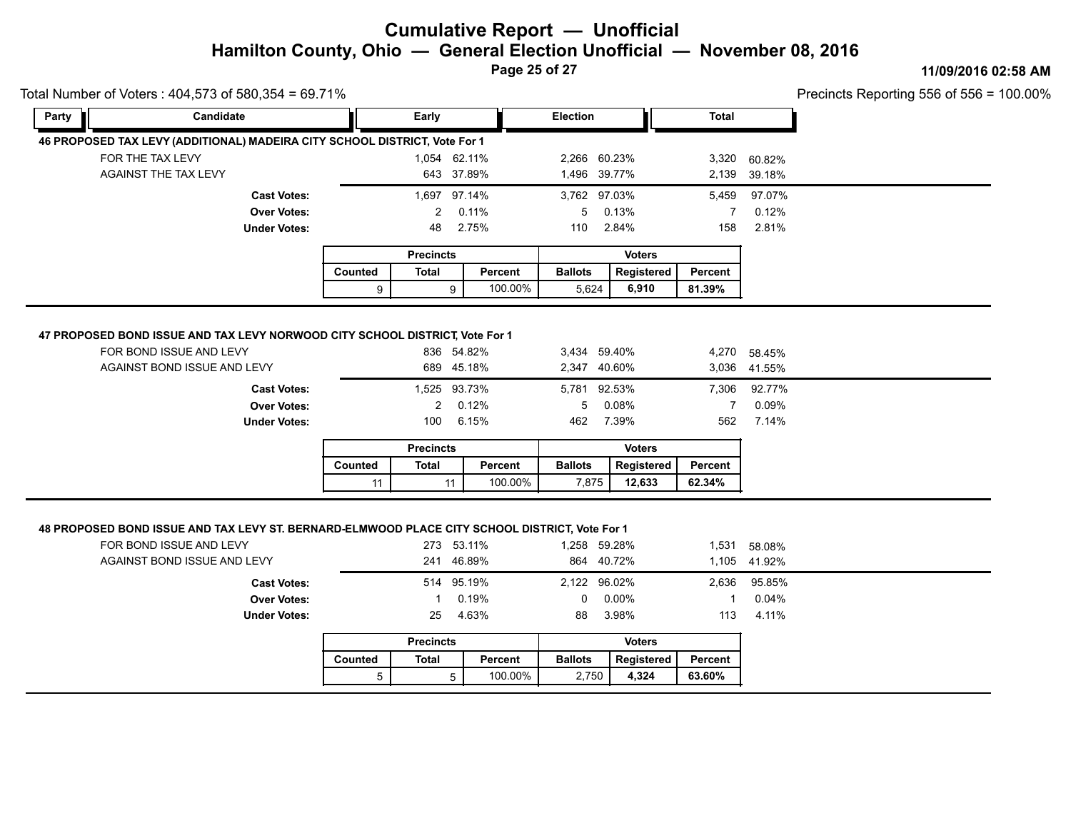# Cumulative Report — Unofficial

## Hamilton County, Ohio — General Election Unofficial — November 08, 2016

11/09/2016 02:58 AM

Total Number of Voters : 404,573 of 580,354 = 69.71%

Precincts Reporting 556 of 556 = 100.00%

### 46 PROPOSED TAX LEVY (ADDITIONAL) MADEIRA CITY SCHOOL DISTRICT, Vote For 1

| Party | Candidate | Early | | Election | | Total | |
|---|---|---|---|---|---|---|---|
| | FOR THE TAX LEVY | 1,054 | 62.11% | 2,266 | 60.23% | 3,320 | 60.82% |
| | AGAINST THE TAX LEVY | 643 | 37.89% | 1,496 | 39.77% | 2,139 | 39.18% |
| | **Cast Votes:** | 1,697 | 97.14% | 3,762 | 97.03% | 5,459 | 97.07% |
| | **Over Votes:** | 2 | 0.11% | 5 | 0.13% | 7 | 0.12% |
| | **Under Votes:** | 48 | 2.75% | 110 | 2.84% | 158 | 2.81% |

| Precincts | | | Voters | | |
|---|---|---|---|---|---|
| Counted | Total | Percent | Ballots | Registered | Percent |
| 9 | 9 | 100.00% | 5,624 | **6,910** | **81.39%** |

### 47 PROPOSED BOND ISSUE AND TAX LEVY NORWOOD CITY SCHOOL DISTRICT, Vote For 1

| Party | Candidate | Early | | Election | | Total | |
|---|---|---|---|---|---|---|---|
| | FOR BOND ISSUE AND LEVY | 836 | 54.82% | 3,434 | 59.40% | 4,270 | 58.45% |
| | AGAINST BOND ISSUE AND LEVY | 689 | 45.18% | 2,347 | 40.60% | 3,036 | 41.55% |
| | **Cast Votes:** | 1,525 | 93.73% | 5,781 | 92.53% | 7,306 | 92.77% |
| | **Over Votes:** | 2 | 0.12% | 5 | 0.08% | 7 | 0.09% |
| | **Under Votes:** | 100 | 6.15% | 462 | 7.39% | 562 | 7.14% |

| Precincts | | | Voters | | |
|---|---|---|---|---|---|
| Counted | Total | Percent | Ballots | Registered | Percent |
| 11 | 11 | 100.00% | 7,875 | **12,633** | **62.34%** |

### 48 PROPOSED BOND ISSUE AND TAX LEVY ST. BERNARD-ELMWOOD PLACE CITY SCHOOL DISTRICT, Vote For 1

| Party | Candidate | Early | | Election | | Total | |
|---|---|---|---|---|---|---|---|
| | FOR BOND ISSUE AND LEVY | 273 | 53.11% | 1,258 | 59.28% | 1,531 | 58.08% |
| | AGAINST BOND ISSUE AND LEVY | 241 | 46.89% | 864 | 40.72% | 1,105 | 41.92% |
| | **Cast Votes:** | 514 | 95.19% | 2,122 | 96.02% | 2,636 | 95.85% |
| | **Over Votes:** | 1 | 0.19% | 0 | 0.00% | 1 | 0.04% |
| | **Under Votes:** | 25 | 4.63% | 88 | 3.98% | 113 | 4.11% |

| Precincts | | | Voters | | |
|---|---|---|---|---|---|
| Counted | Total | Percent | Ballots | Registered | Percent |
| 5 | 5 | 100.00% | 2,750 | **4,324** | **63.60%** |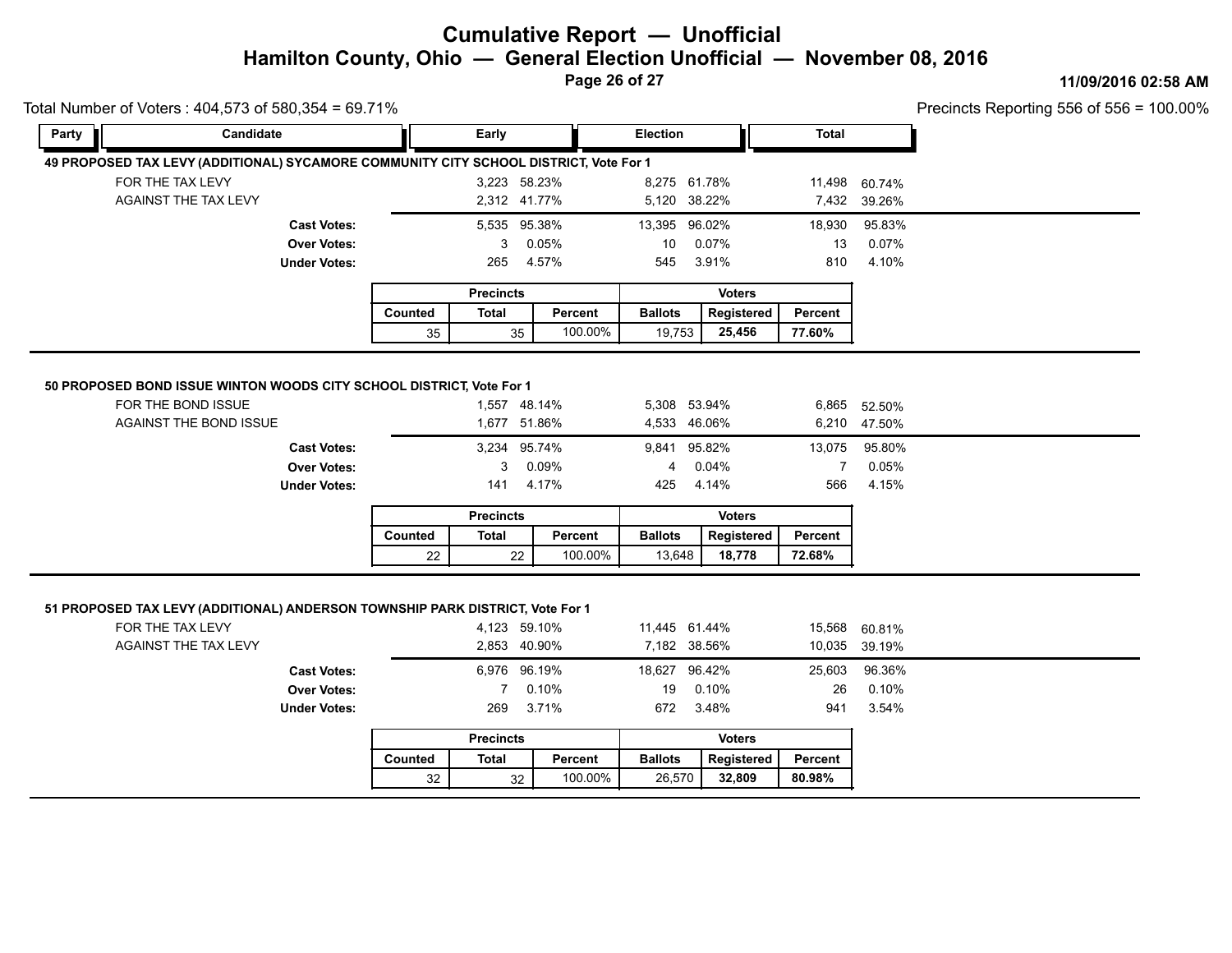# Cumulative Report — Unofficial

## Hamilton County, Ohio — General Election Unofficial — November 08, 2016

11/09/2016 02:58 AM

Total Number of Voters : 404,573 of 580,354 = 69.71%

Precincts Reporting 556 of 556 = 100.00%

### 49 PROPOSED TAX LEVY (ADDITIONAL) SYCAMORE COMMUNITY CITY SCHOOL DISTRICT, Vote For 1

| Party | Candidate | Early | | Election | | Total | |
|---|---|---|---|---|---|---|---|
| | FOR THE TAX LEVY | 3,223 | 58.23% | 8,275 | 61.78% | 11,498 | 60.74% |
| | AGAINST THE TAX LEVY | 2,312 | 41.77% | 5,120 | 38.22% | 7,432 | 39.26% |
| | **Cast Votes:** | 5,535 | 95.38% | 13,395 | 96.02% | 18,930 | 95.83% |
| | **Over Votes:** | 3 | 0.05% | 10 | 0.07% | 13 | 0.07% |
| | **Under Votes:** | 265 | 4.57% | 545 | 3.91% | 810 | 4.10% |

| Precincts | | | Voters | | |
|---|---|---|---|---|---|
| Counted | Total | Percent | Ballots | Registered | Percent |
| 35 | 35 | 100.00% | 19,753 | **25,456** | **77.60%** |

### 50 PROPOSED BOND ISSUE WINTON WOODS CITY SCHOOL DISTRICT, Vote For 1

| Party | Candidate | Early | | Election | | Total | |
|---|---|---|---|---|---|---|---|
| | FOR THE BOND ISSUE | 1,557 | 48.14% | 5,308 | 53.94% | 6,865 | 52.50% |
| | AGAINST THE BOND ISSUE | 1,677 | 51.86% | 4,533 | 46.06% | 6,210 | 47.50% |
| | **Cast Votes:** | 3,234 | 95.74% | 9,841 | 95.82% | 13,075 | 95.80% |
| | **Over Votes:** | 3 | 0.09% | 4 | 0.04% | 7 | 0.05% |
| | **Under Votes:** | 141 | 4.17% | 425 | 4.14% | 566 | 4.15% |

| Precincts | | | Voters | | |
|---|---|---|---|---|---|
| Counted | Total | Percent | Ballots | Registered | Percent |
| 22 | 22 | 100.00% | 13,648 | **18,778** | **72.68%** |

### 51 PROPOSED TAX LEVY (ADDITIONAL) ANDERSON TOWNSHIP PARK DISTRICT, Vote For 1

| Party | Candidate | Early | | Election | | Total | |
|---|---|---|---|---|---|---|---|
| | FOR THE TAX LEVY | 4,123 | 59.10% | 11,445 | 61.44% | 15,568 | 60.81% |
| | AGAINST THE TAX LEVY | 2,853 | 40.90% | 7,182 | 38.56% | 10,035 | 39.19% |
| | **Cast Votes:** | 6,976 | 96.19% | 18,627 | 96.42% | 25,603 | 96.36% |
| | **Over Votes:** | 7 | 0.10% | 19 | 0.10% | 26 | 0.10% |
| | **Under Votes:** | 269 | 3.71% | 672 | 3.48% | 941 | 3.54% |

| Precincts | | | Voters | | |
|---|---|---|---|---|---|
| Counted | Total | Percent | Ballots | Registered | Percent |
| 32 | 32 | 100.00% | 26,570 | **32,809** | **80.98%** |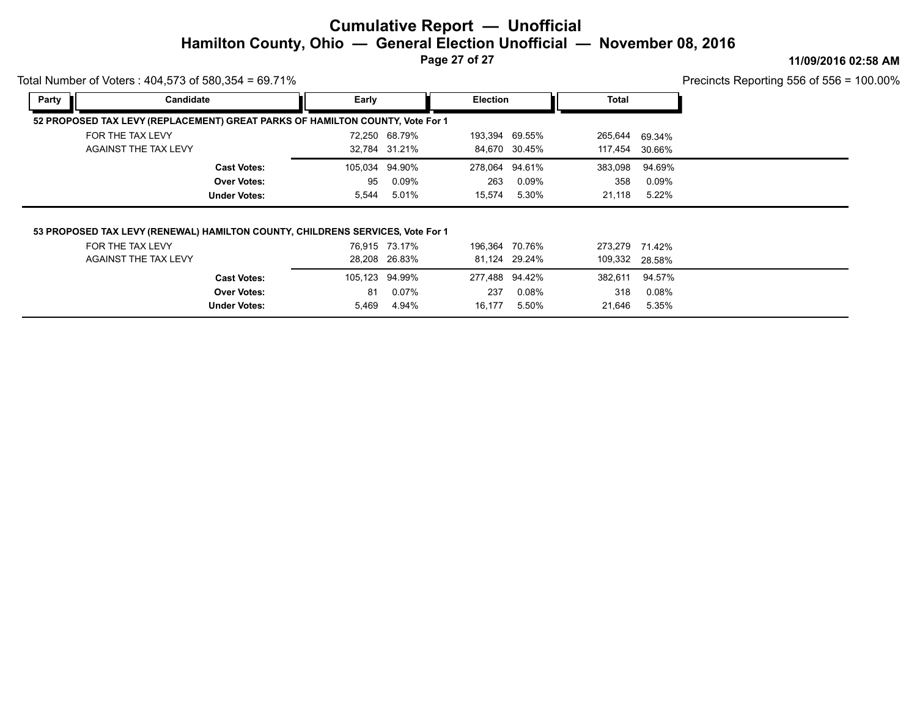# Cumulative Report — Unofficial

## Hamilton County, Ohio — General Election Unofficial — November 08, 2016

11/09/2016 02:58 AM

Total Number of Voters : 404,573 of 580,354 = 69.71%

Precincts Reporting 556 of 556 = 100.00%

| Party | Candidate | Early | | Election | | Total | |
|---|---|---|---|---|---|---|---|
| **52 PROPOSED TAX LEVY (REPLACEMENT) GREAT PARKS OF HAMILTON COUNTY, Vote For 1** | | | | | | | |
| | FOR THE TAX LEVY | 72,250 | 68.79% | 193,394 | 69.55% | 265,644 | 69.34% |
| | AGAINST THE TAX LEVY | 32,784 | 31.21% | 84,670 | 30.45% | 117,454 | 30.66% |
| | **Cast Votes:** | 105,034 | 94.90% | 278,064 | 94.61% | 383,098 | 94.69% |
| | **Over Votes:** | 95 | 0.09% | 263 | 0.09% | 358 | 0.09% |
| | **Under Votes:** | 5,544 | 5.01% | 15,574 | 5.30% | 21,118 | 5.22% |
| **53 PROPOSED TAX LEVY (RENEWAL) HAMILTON COUNTY, CHILDRENS SERVICES, Vote For 1** | | | | | | | |
| | FOR THE TAX LEVY | 76,915 | 73.17% | 196,364 | 70.76% | 273,279 | 71.42% |
| | AGAINST THE TAX LEVY | 28,208 | 26.83% | 81,124 | 29.24% | 109,332 | 28.58% |
| | **Cast Votes:** | 105,123 | 94.99% | 277,488 | 94.42% | 382,611 | 94.57% |
| | **Over Votes:** | 81 | 0.07% | 237 | 0.08% | 318 | 0.08% |
| | **Under Votes:** | 5,469 | 4.94% | 16,177 | 5.50% | 21,646 | 5.35% |